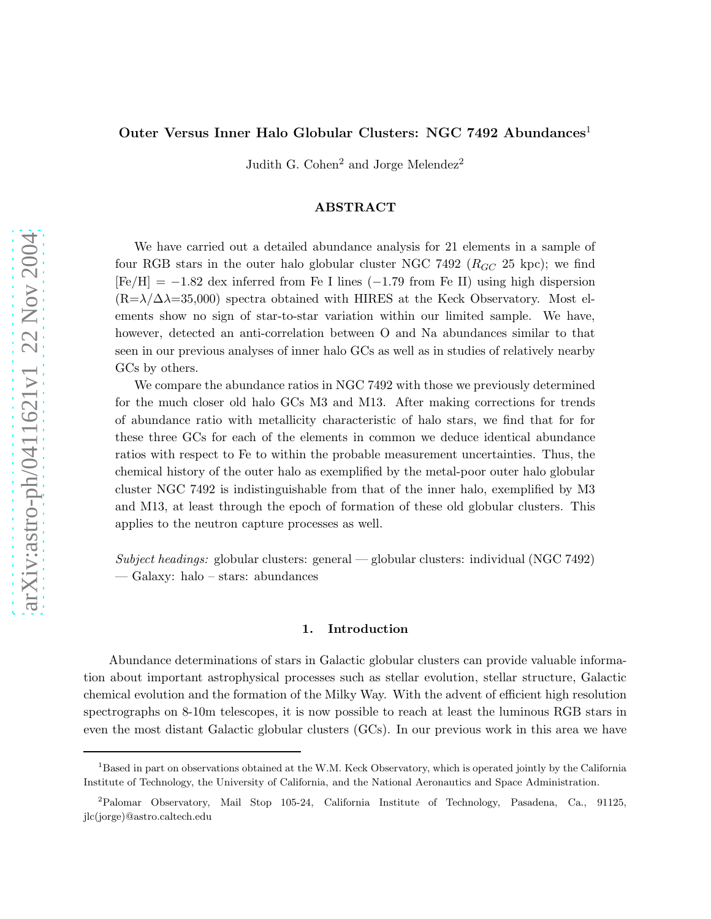# Outer Versus Inner Halo Globular Clusters: NGC 7492 Abundances[1]

Judith G. Cohen[2] and Jorge Melendez[2]

## ABSTRACT

We have carried out a detailed abundance analysis for 21 elements in a sample of four RGB stars in the outer halo globular cluster NGC 7492 ($R_{GC}$ 25 kpc); we find [Fe/H] = −1.82 dex inferred from Fe I lines (−1.79 from Fe II) using high dispersion (R=$\lambda/\Delta\lambda$=35,000) spectra obtained with HIRES at the Keck Observatory. Most elements show no sign of star-to-star variation within our limited sample. We have, however, detected an anti-correlation between O and Na abundances similar to that seen in our previous analyses of inner halo GCs as well as in studies of relatively nearby GCs by others.

We compare the abundance ratios in NGC 7492 with those we previously determined for the much closer old halo GCs M3 and M13. After making corrections for trends of abundance ratio with metallicity characteristic of halo stars, we find that for for these three GCs for each of the elements in common we deduce identical abundance ratios with respect to Fe to within the probable measurement uncertainties. Thus, the chemical history of the outer halo as exemplified by the metal-poor outer halo globular cluster NGC 7492 is indistinguishable from that of the inner halo, exemplified by M3 and M13, at least through the epoch of formation of these old globular clusters. This applies to the neutron capture processes as well.

*Subject headings:* globular clusters: general — globular clusters: individual (NGC 7492) — Galaxy: halo – stars: abundances

## 1. Introduction

Abundance determinations of stars in Galactic globular clusters can provide valuable information about important astrophysical processes such as stellar evolution, stellar structure, Galactic chemical evolution and the formation of the Milky Way. With the advent of efficient high resolution spectrographs on 8-10m telescopes, it is now possible to reach at least the luminous RGB stars in even the most distant Galactic globular clusters (GCs). In our previous work in this area we have

[1] Based in part on observations obtained at the W.M. Keck Observatory, which is operated jointly by the California Institute of Technology, the University of California, and the National Aeronautics and Space Administration.

[2] Palomar Observatory, Mail Stop 105-24, California Institute of Technology, Pasadena, Ca., 91125, jlc(jorge)@astro.caltech.edu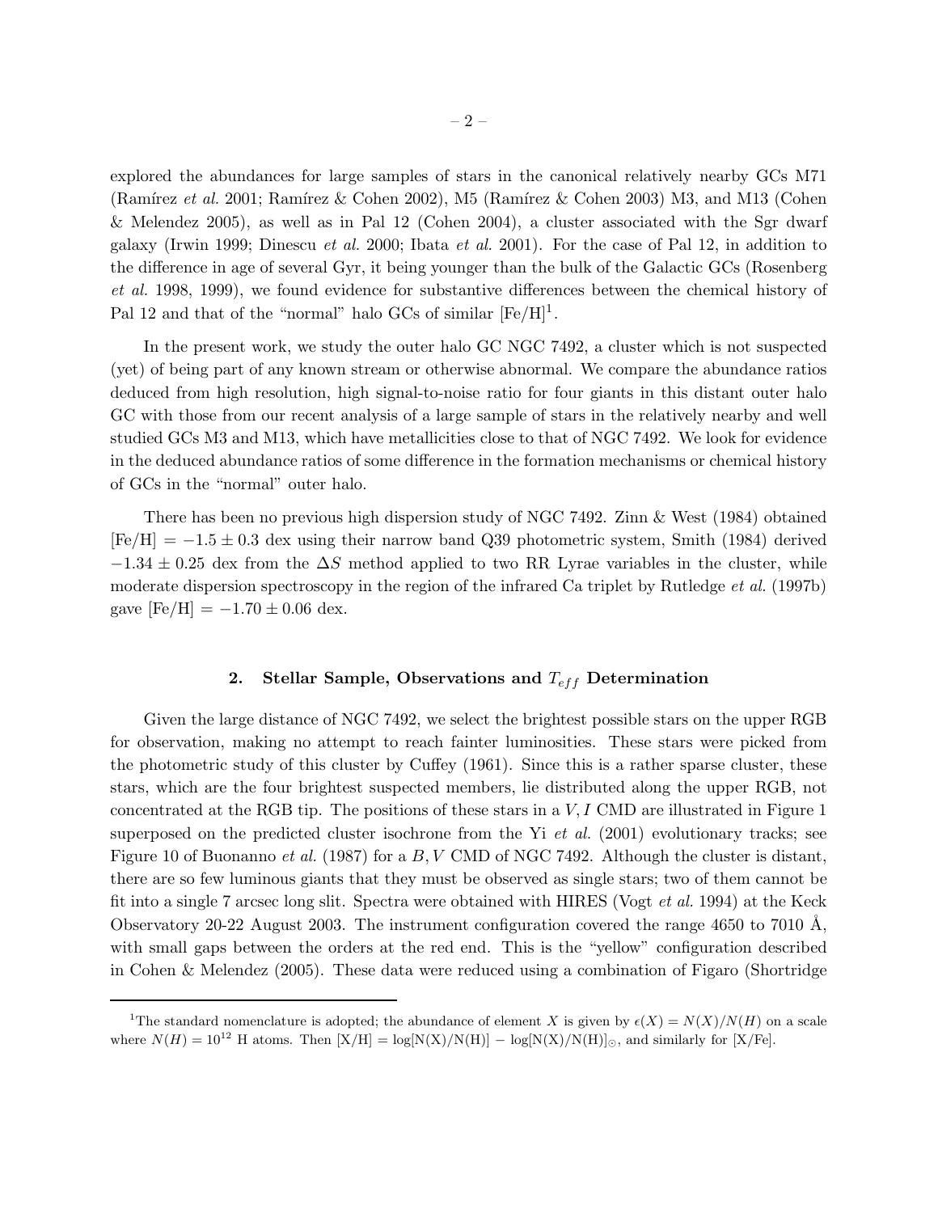explored the abundances for large samples of stars in the canonical relatively nearby GCs M71 (Ramírez *et al.* 2001; Ramírez & Cohen 2002), M5 (Ramírez & Cohen 2003) M3, and M13 (Cohen & Melendez 2005), as well as in Pal 12 (Cohen 2004), a cluster associated with the Sgr dwarf galaxy (Irwin 1999; Dinescu *et al.* 2000; Ibata *et al.* 2001). For the case of Pal 12, in addition to the difference in age of several Gyr, it being younger than the bulk of the Galactic GCs (Rosenberg *et al.* 1998, 1999), we found evidence for substantive differences between the chemical history of Pal 12 and that of the "normal" halo GCs of similar [Fe/H][1].

In the present work, we study the outer halo GC NGC 7492, a cluster which is not suspected (yet) of being part of any known stream or otherwise abnormal. We compare the abundance ratios deduced from high resolution, high signal-to-noise ratio for four giants in this distant outer halo GC with those from our recent analysis of a large sample of stars in the relatively nearby and well studied GCs M3 and M13, which have metallicities close to that of NGC 7492. We look for evidence in the deduced abundance ratios of some difference in the formation mechanisms or chemical history of GCs in the "normal" outer halo.

There has been no previous high dispersion study of NGC 7492. Zinn & West (1984) obtained [Fe/H] $= -1.5 \pm 0.3$ dex using their narrow band Q39 photometric system, Smith (1984) derived $-1.34 \pm 0.25$ dex from the $\Delta S$ method applied to two RR Lyrae variables in the cluster, while moderate dispersion spectroscopy in the region of the infrared Ca triplet by Rutledge *et al.* (1997b) gave [Fe/H] $= -1.70 \pm 0.06$ dex.

## 2. Stellar Sample, Observations and $T_{eff}$ Determination

Given the large distance of NGC 7492, we select the brightest possible stars on the upper RGB for observation, making no attempt to reach fainter luminosities. These stars were picked from the photometric study of this cluster by Cuffey (1961). Since this is a rather sparse cluster, these stars, which are the four brightest suspected members, lie distributed along the upper RGB, not concentrated at the RGB tip. The positions of these stars in a $V, I$ CMD are illustrated in Figure 1 superposed on the predicted cluster isochrone from the Yi *et al.* (2001) evolutionary tracks; see Figure 10 of Buonanno *et al.* (1987) for a $B, V$ CMD of NGC 7492. Although the cluster is distant, there are so few luminous giants that they must be observed as single stars; two of them cannot be fit into a single 7 arcsec long slit. Spectra were obtained with HIRES (Vogt *et al.* 1994) at the Keck Observatory 20-22 August 2003. The instrument configuration covered the range 4650 to 7010 Å, with small gaps between the orders at the red end. This is the "yellow" configuration described in Cohen & Melendez (2005). These data were reduced using a combination of Figaro (Shortridge

---

[1] The standard nomenclature is adopted; the abundance of element $X$ is given by $\epsilon(X) = N(X)/N(H)$ on a scale where $N(H) = 10^{12}$ H atoms. Then [X/H] = log[N(X)/N(H)] − log[N(X)/N(H)]$_\odot$, and similarly for [X/Fe].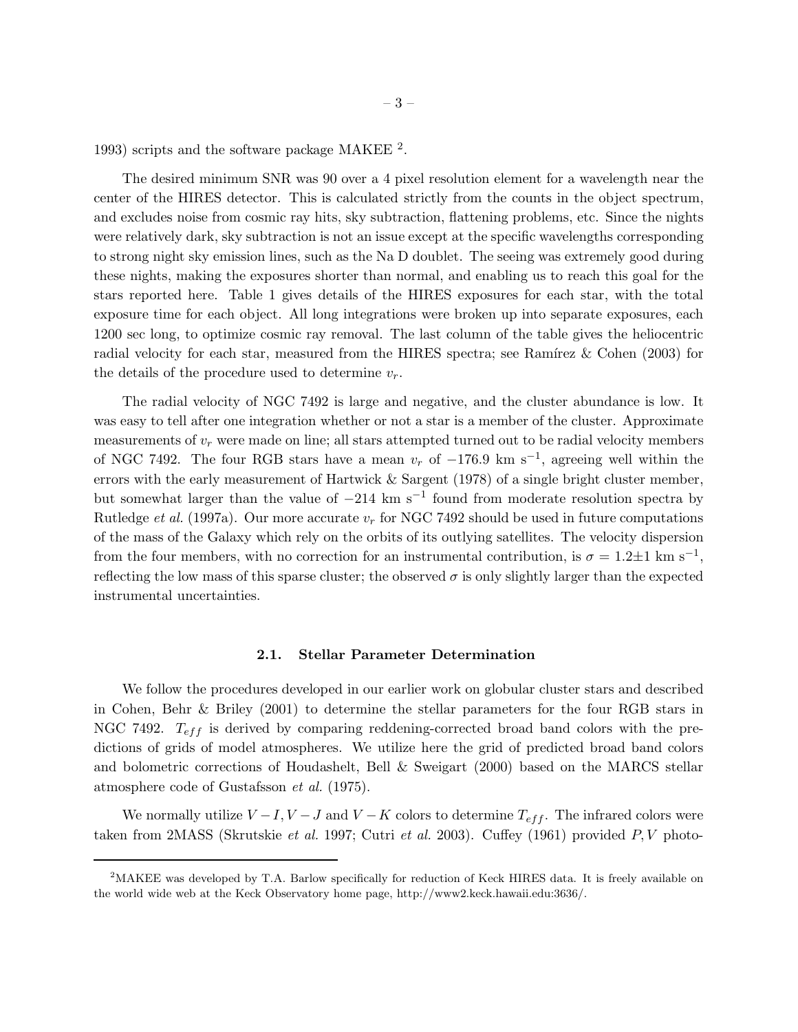1993) scripts and the software package MAKEE [2].

The desired minimum SNR was 90 over a 4 pixel resolution element for a wavelength near the center of the HIRES detector. This is calculated strictly from the counts in the object spectrum, and excludes noise from cosmic ray hits, sky subtraction, flattening problems, etc. Since the nights were relatively dark, sky subtraction is not an issue except at the specific wavelengths corresponding to strong night sky emission lines, such as the Na D doublet. The seeing was extremely good during these nights, making the exposures shorter than normal, and enabling us to reach this goal for the stars reported here. Table 1 gives details of the HIRES exposures for each star, with the total exposure time for each object. All long integrations were broken up into separate exposures, each 1200 sec long, to optimize cosmic ray removal. The last column of the table gives the heliocentric radial velocity for each star, measured from the HIRES spectra; see Ramírez & Cohen (2003) for the details of the procedure used to determine $v_r$.

The radial velocity of NGC 7492 is large and negative, and the cluster abundance is low. It was easy to tell after one integration whether or not a star is a member of the cluster. Approximate measurements of $v_r$ were made on line; all stars attempted turned out to be radial velocity members of NGC 7492. The four RGB stars have a mean $v_r$ of $-176.9$ km s$^{-1}$, agreeing well within the errors with the early measurement of Hartwick & Sargent (1978) of a single bright cluster member, but somewhat larger than the value of $-214$ km s$^{-1}$ found from moderate resolution spectra by Rutledge *et al.* (1997a). Our more accurate $v_r$ for NGC 7492 should be used in future computations of the mass of the Galaxy which rely on the orbits of its outlying satellites. The velocity dispersion from the four members, with no correction for an instrumental contribution, is $\sigma = 1.2 \pm 1$ km s$^{-1}$, reflecting the low mass of this sparse cluster; the observed $\sigma$ is only slightly larger than the expected instrumental uncertainties.

### 2.1. Stellar Parameter Determination

We follow the procedures developed in our earlier work on globular cluster stars and described in Cohen, Behr & Briley (2001) to determine the stellar parameters for the four RGB stars in NGC 7492. $T_{eff}$ is derived by comparing reddening-corrected broad band colors with the predictions of grids of model atmospheres. We utilize here the grid of predicted broad band colors and bolometric corrections of Houdashelt, Bell & Sweigart (2000) based on the MARCS stellar atmosphere code of Gustafsson *et al.* (1975).

We normally utilize $V-I, V-J$ and $V-K$ colors to determine $T_{eff}$. The infrared colors were taken from 2MASS (Skrutskie *et al.* 1997; Cutri *et al.* 2003). Cuffey (1961) provided $P, V$ photo-

[2] MAKEE was developed by T.A. Barlow specifically for reduction of Keck HIRES data. It is freely available on the world wide web at the Keck Observatory home page, http://www2.keck.hawaii.edu:3636/.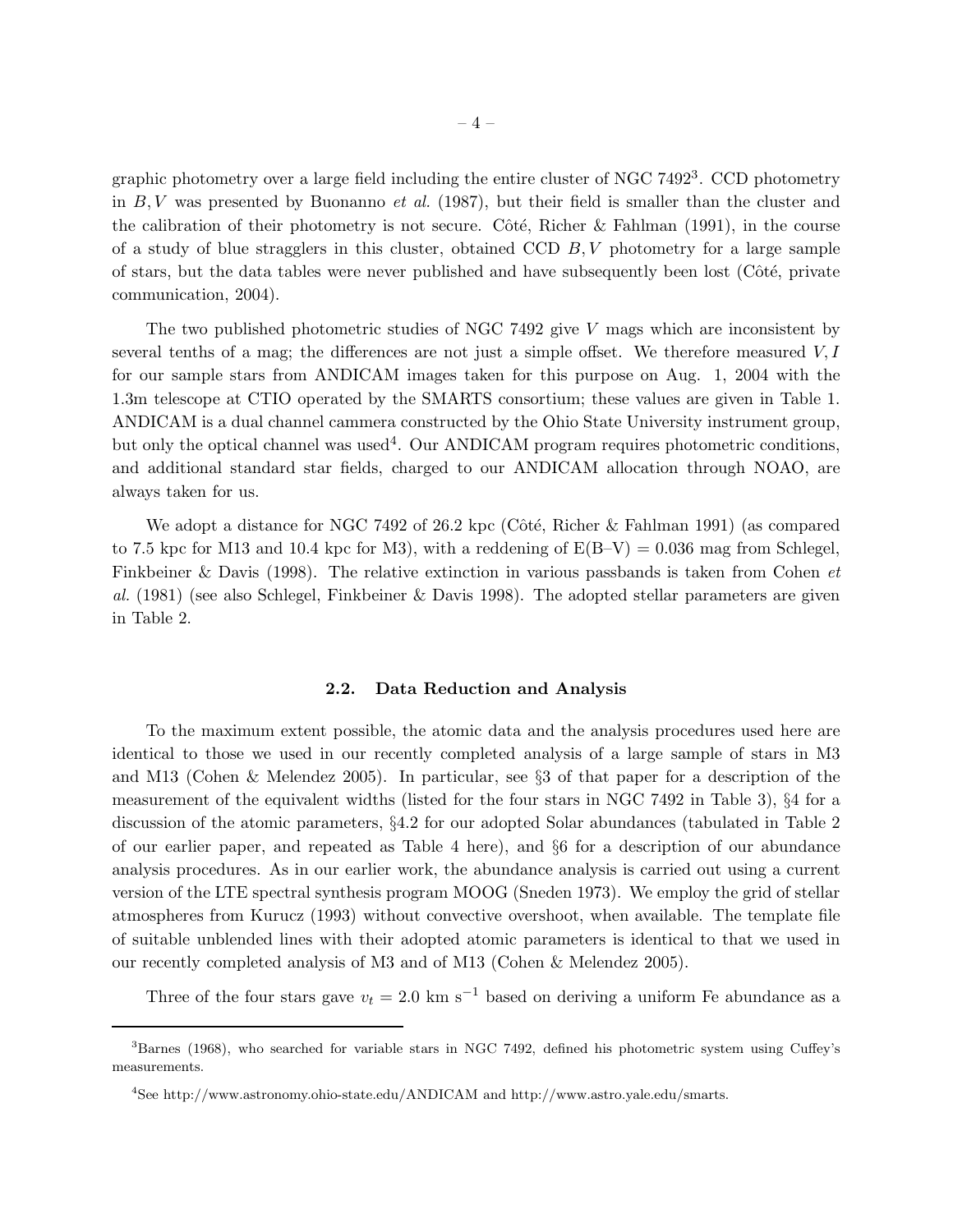graphic photometry over a large field including the entire cluster of NGC 7492[3]. CCD photometry in $B, V$ was presented by Buonanno *et al.* (1987), but their field is smaller than the cluster and the calibration of their photometry is not secure. Côté, Richer & Fahlman (1991), in the course of a study of blue stragglers in this cluster, obtained CCD $B, V$ photometry for a large sample of stars, but the data tables were never published and have subsequently been lost (Côté, private communication, 2004).

The two published photometric studies of NGC 7492 give $V$ mags which are inconsistent by several tenths of a mag; the differences are not just a simple offset. We therefore measured $V, I$ for our sample stars from ANDICAM images taken for this purpose on Aug. 1, 2004 with the 1.3m telescope at CTIO operated by the SMARTS consortium; these values are given in Table 1. ANDICAM is a dual channel cammera constructed by the Ohio State University instrument group, but only the optical channel was used[4]. Our ANDICAM program requires photometric conditions, and additional standard star fields, charged to our ANDICAM allocation through NOAO, are always taken for us.

We adopt a distance for NGC 7492 of 26.2 kpc (Côté, Richer & Fahlman 1991) (as compared to 7.5 kpc for M13 and 10.4 kpc for M3), with a reddening of E(B–V) = 0.036 mag from Schlegel, Finkbeiner & Davis (1998). The relative extinction in various passbands is taken from Cohen *et al.* (1981) (see also Schlegel, Finkbeiner & Davis 1998). The adopted stellar parameters are given in Table 2.

### 2.2. Data Reduction and Analysis

To the maximum extent possible, the atomic data and the analysis procedures used here are identical to those we used in our recently completed analysis of a large sample of stars in M3 and M13 (Cohen & Melendez 2005). In particular, see §3 of that paper for a description of the measurement of the equivalent widths (listed for the four stars in NGC 7492 in Table 3), §4 for a discussion of the atomic parameters, §4.2 for our adopted Solar abundances (tabulated in Table 2 of our earlier paper, and repeated as Table 4 here), and §6 for a description of our abundance analysis procedures. As in our earlier work, the abundance analysis is carried out using a current version of the LTE spectral synthesis program MOOG (Sneden 1973). We employ the grid of stellar atmospheres from Kurucz (1993) without convective overshoot, when available. The template file of suitable unblended lines with their adopted atomic parameters is identical to that we used in our recently completed analysis of M3 and of M13 (Cohen & Melendez 2005).

Three of the four stars gave $v_t = 2.0$ km s$^{-1}$ based on deriving a uniform Fe abundance as a

---

[3]Barnes (1968), who searched for variable stars in NGC 7492, defined his photometric system using Cuffey's measurements.

[4]See http://www.astronomy.ohio-state.edu/ANDICAM and http://www.astro.yale.edu/smarts.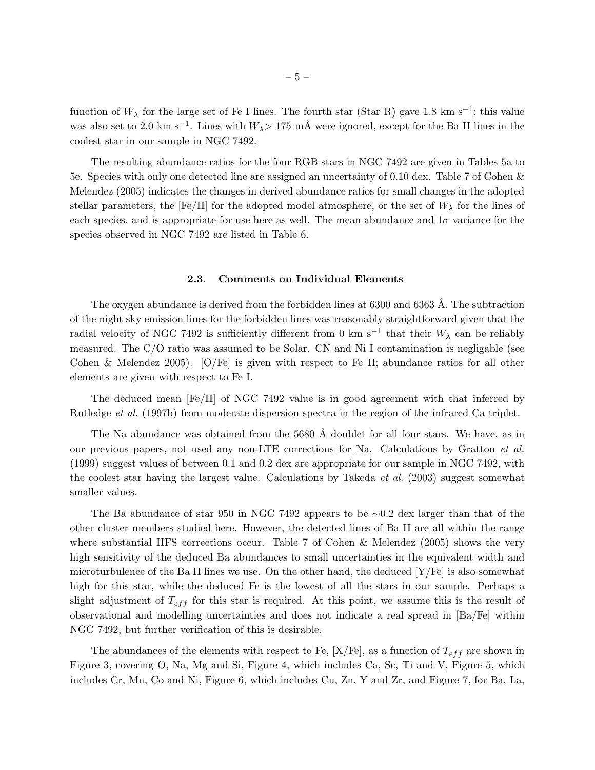function of $W_\lambda$ for the large set of Fe I lines. The fourth star (Star R) gave 1.8 km s$^{-1}$; this value was also set to 2.0 km s$^{-1}$. Lines with $W_\lambda >$ 175 mÅ were ignored, except for the Ba II lines in the coolest star in our sample in NGC 7492.

The resulting abundance ratios for the four RGB stars in NGC 7492 are given in Tables 5a to 5e. Species with only one detected line are assigned an uncertainty of 0.10 dex. Table 7 of Cohen & Melendez (2005) indicates the changes in derived abundance ratios for small changes in the adopted stellar parameters, the [Fe/H] for the adopted model atmosphere, or the set of $W_\lambda$ for the lines of each species, and is appropriate for use here as well. The mean abundance and $1\sigma$ variance for the species observed in NGC 7492 are listed in Table 6.

### 2.3. Comments on Individual Elements

The oxygen abundance is derived from the forbidden lines at 6300 and 6363 Å. The subtraction of the night sky emission lines for the forbidden lines was reasonably straightforward given that the radial velocity of NGC 7492 is sufficiently different from 0 km s$^{-1}$ that their $W_\lambda$ can be reliably measured. The C/O ratio was assumed to be Solar. CN and Ni I contamination is negligable (see Cohen & Melendez 2005). [O/Fe] is given with respect to Fe II; abundance ratios for all other elements are given with respect to Fe I.

The deduced mean [Fe/H] of NGC 7492 value is in good agreement with that inferred by Rutledge *et al.* (1997b) from moderate dispersion spectra in the region of the infrared Ca triplet.

The Na abundance was obtained from the 5680 Å doublet for all four stars. We have, as in our previous papers, not used any non-LTE corrections for Na. Calculations by Gratton *et al.* (1999) suggest values of between 0.1 and 0.2 dex are appropriate for our sample in NGC 7492, with the coolest star having the largest value. Calculations by Takeda *et al.* (2003) suggest somewhat smaller values.

The Ba abundance of star 950 in NGC 7492 appears to be ∼0.2 dex larger than that of the other cluster members studied here. However, the detected lines of Ba II are all within the range where substantial HFS corrections occur. Table 7 of Cohen & Melendez (2005) shows the very high sensitivity of the deduced Ba abundances to small uncertainties in the equivalent width and microturbulence of the Ba II lines we use. On the other hand, the deduced [Y/Fe] is also somewhat high for this star, while the deduced Fe is the lowest of all the stars in our sample. Perhaps a slight adjustment of $T_{eff}$ for this star is required. At this point, we assume this is the result of observational and modelling uncertainties and does not indicate a real spread in [Ba/Fe] within NGC 7492, but further verification of this is desirable.

The abundances of the elements with respect to Fe, [X/Fe], as a function of $T_{eff}$ are shown in Figure 3, covering O, Na, Mg and Si, Figure 4, which includes Ca, Sc, Ti and V, Figure 5, which includes Cr, Mn, Co and Ni, Figure 6, which includes Cu, Zn, Y and Zr, and Figure 7, for Ba, La,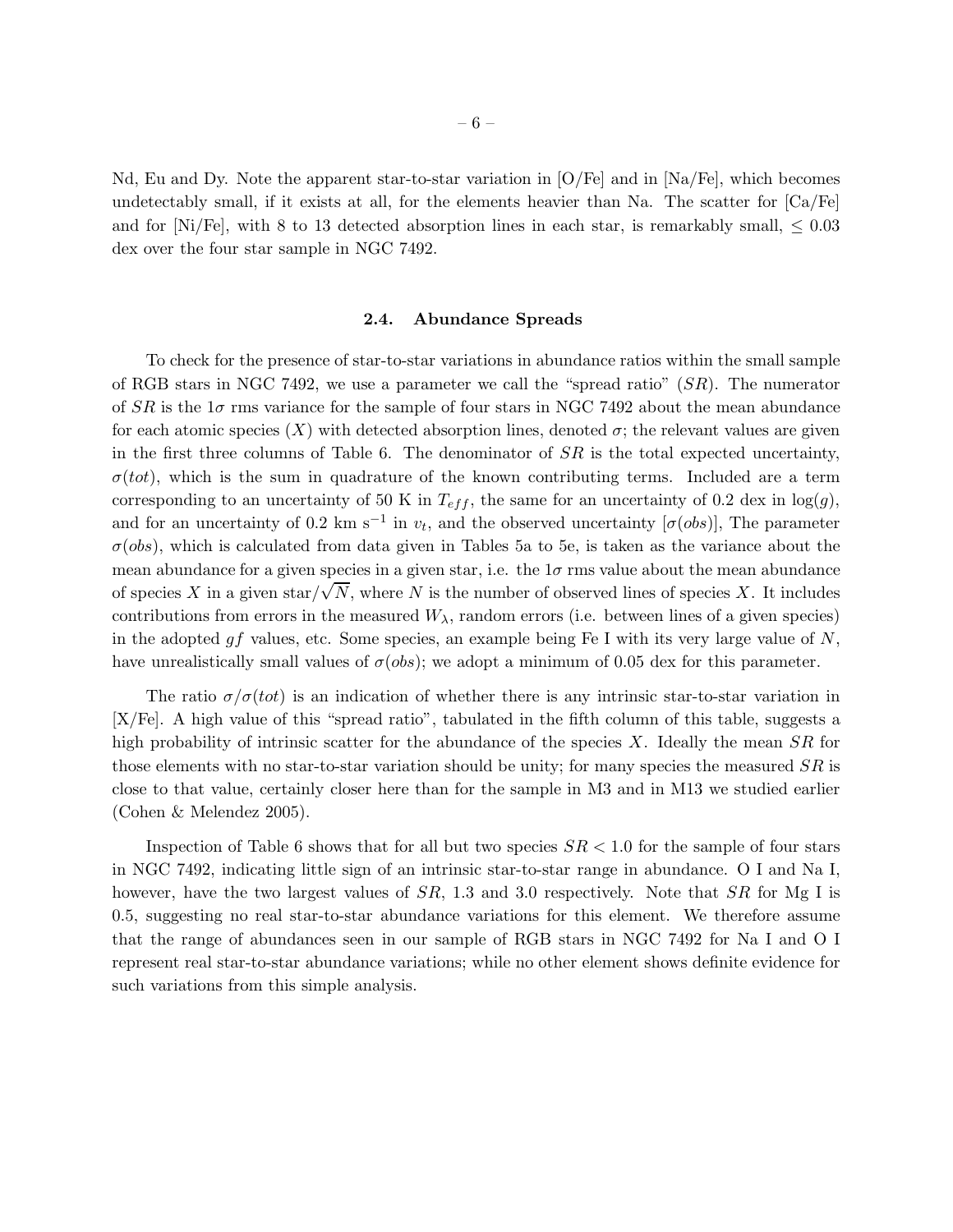Nd, Eu and Dy. Note the apparent star-to-star variation in [O/Fe] and in [Na/Fe], which becomes undetectably small, if it exists at all, for the elements heavier than Na. The scatter for [Ca/Fe] and for [Ni/Fe], with 8 to 13 detected absorption lines in each star, is remarkably small, $\leq 0.03$ dex over the four star sample in NGC 7492.

### 2.4. Abundance Spreads

To check for the presence of star-to-star variations in abundance ratios within the small sample of RGB stars in NGC 7492, we use a parameter we call the "spread ratio" ($SR$). The numerator of $SR$ is the $1\sigma$ rms variance for the sample of four stars in NGC 7492 about the mean abundance for each atomic species ($X$) with detected absorption lines, denoted $\sigma$; the relevant values are given in the first three columns of Table 6. The denominator of $SR$ is the total expected uncertainty, $\sigma(tot)$, which is the sum in quadrature of the known contributing terms. Included are a term corresponding to an uncertainty of 50 K in $T_{eff}$, the same for an uncertainty of 0.2 dex in $\log(g)$, and for an uncertainty of 0.2 km s$^{-1}$ in $v_t$, and the observed uncertainty [$\sigma(obs)$], The parameter $\sigma(obs)$, which is calculated from data given in Tables 5a to 5e, is taken as the variance about the mean abundance for a given species in a given star, i.e. the $1\sigma$ rms value about the mean abundance of species $X$ in a given star/$\sqrt{N}$, where $N$ is the number of observed lines of species $X$. It includes contributions from errors in the measured $W_\lambda$, random errors (i.e. between lines of a given species) in the adopted $gf$ values, etc. Some species, an example being Fe I with its very large value of $N$, have unrealistically small values of $\sigma(obs)$; we adopt a minimum of 0.05 dex for this parameter.

The ratio $\sigma/\sigma(tot)$ is an indication of whether there is any intrinsic star-to-star variation in [X/Fe]. A high value of this "spread ratio", tabulated in the fifth column of this table, suggests a high probability of intrinsic scatter for the abundance of the species $X$. Ideally the mean $SR$ for those elements with no star-to-star variation should be unity; for many species the measured $SR$ is close to that value, certainly closer here than for the sample in M3 and in M13 we studied earlier (Cohen & Melendez 2005).

Inspection of Table 6 shows that for all but two species $SR < 1.0$ for the sample of four stars in NGC 7492, indicating little sign of an intrinsic star-to-star range in abundance. O I and Na I, however, have the two largest values of $SR$, 1.3 and 3.0 respectively. Note that $SR$ for Mg I is 0.5, suggesting no real star-to-star abundance variations for this element. We therefore assume that the range of abundances seen in our sample of RGB stars in NGC 7492 for Na I and O I represent real star-to-star abundance variations; while no other element shows definite evidence for such variations from this simple analysis.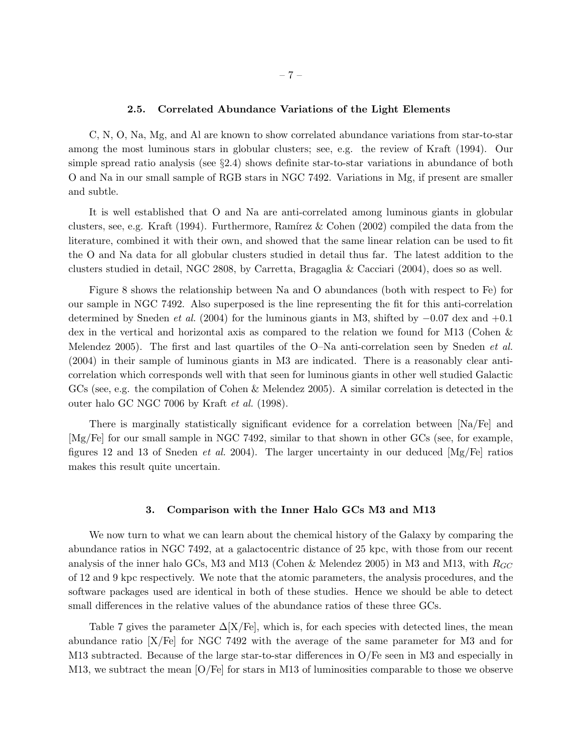### 2.5. Correlated Abundance Variations of the Light Elements

C, N, O, Na, Mg, and Al are known to show correlated abundance variations from star-to-star among the most luminous stars in globular clusters; see, e.g. the review of Kraft (1994). Our simple spread ratio analysis (see §2.4) shows definite star-to-star variations in abundance of both O and Na in our small sample of RGB stars in NGC 7492. Variations in Mg, if present are smaller and subtle.

It is well established that O and Na are anti-correlated among luminous giants in globular clusters, see, e.g. Kraft (1994). Furthermore, Ramírez & Cohen (2002) compiled the data from the literature, combined it with their own, and showed that the same linear relation can be used to fit the O and Na data for all globular clusters studied in detail thus far. The latest addition to the clusters studied in detail, NGC 2808, by Carretta, Bragaglia & Cacciari (2004), does so as well.

Figure 8 shows the relationship between Na and O abundances (both with respect to Fe) for our sample in NGC 7492. Also superposed is the line representing the fit for this anti-correlation determined by Sneden *et al.* (2004) for the luminous giants in M3, shifted by $-0.07$ dex and $+0.1$ dex in the vertical and horizontal axis as compared to the relation we found for M13 (Cohen & Melendez 2005). The first and last quartiles of the O–Na anti-correlation seen by Sneden *et al.* (2004) in their sample of luminous giants in M3 are indicated. There is a reasonably clear anti-correlation which corresponds well with that seen for luminous giants in other well studied Galactic GCs (see, e.g. the compilation of Cohen & Melendez 2005). A similar correlation is detected in the outer halo GC NGC 7006 by Kraft *et al.* (1998).

There is marginally statistically significant evidence for a correlation between [Na/Fe] and [Mg/Fe] for our small sample in NGC 7492, similar to that shown in other GCs (see, for example, figures 12 and 13 of Sneden *et al.* 2004). The larger uncertainty in our deduced [Mg/Fe] ratios makes this result quite uncertain.

## 3. Comparison with the Inner Halo GCs M3 and M13

We now turn to what we can learn about the chemical history of the Galaxy by comparing the abundance ratios in NGC 7492, at a galactocentric distance of 25 kpc, with those from our recent analysis of the inner halo GCs, M3 and M13 (Cohen & Melendez 2005) in M3 and M13, with $R_{GC}$ of 12 and 9 kpc respectively. We note that the atomic parameters, the analysis procedures, and the software packages used are identical in both of these studies. Hence we should be able to detect small differences in the relative values of the abundance ratios of these three GCs.

Table 7 gives the parameter $\Delta$[X/Fe], which is, for each species with detected lines, the mean abundance ratio [X/Fe] for NGC 7492 with the average of the same parameter for M3 and for M13 subtracted. Because of the large star-to-star differences in O/Fe seen in M3 and especially in M13, we subtract the mean [O/Fe] for stars in M13 of luminosities comparable to those we observe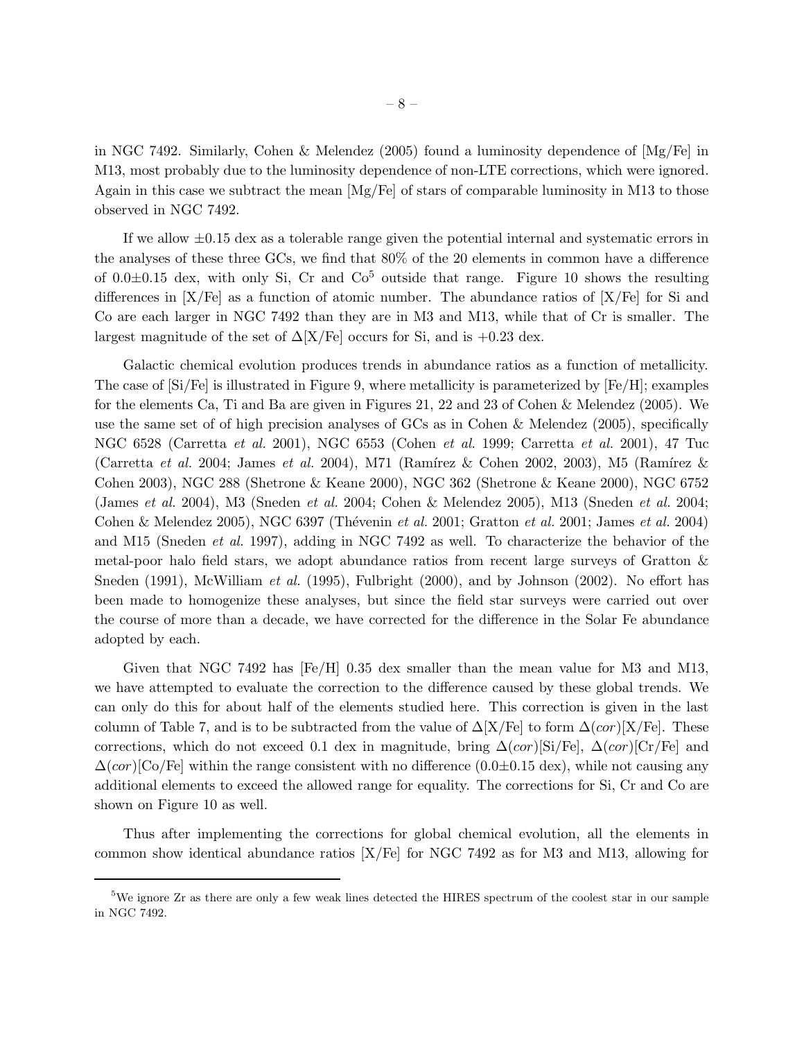in NGC 7492. Similarly, Cohen & Melendez (2005) found a luminosity dependence of [Mg/Fe] in M13, most probably due to the luminosity dependence of non-LTE corrections, which were ignored. Again in this case we subtract the mean [Mg/Fe] of stars of comparable luminosity in M13 to those observed in NGC 7492.

If we allow ±0.15 dex as a tolerable range given the potential internal and systematic errors in the analyses of these three GCs, we find that 80% of the 20 elements in common have a difference of 0.0±0.15 dex, with only Si, Cr and Co[5] outside that range. Figure 10 shows the resulting differences in [X/Fe] as a function of atomic number. The abundance ratios of [X/Fe] for Si and Co are each larger in NGC 7492 than they are in M3 and M13, while that of Cr is smaller. The largest magnitude of the set of $\Delta$[X/Fe] occurs for Si, and is +0.23 dex.

Galactic chemical evolution produces trends in abundance ratios as a function of metallicity. The case of [Si/Fe] is illustrated in Figure 9, where metallicity is parameterized by [Fe/H]; examples for the elements Ca, Ti and Ba are given in Figures 21, 22 and 23 of Cohen & Melendez (2005). We use the same set of of high precision analyses of GCs as in Cohen & Melendez (2005), specifically NGC 6528 (Carretta *et al.* 2001), NGC 6553 (Cohen *et al.* 1999; Carretta *et al.* 2001), 47 Tuc (Carretta *et al.* 2004; James *et al.* 2004), M71 (Ramírez & Cohen 2002, 2003), M5 (Ramírez & Cohen 2003), NGC 288 (Shetrone & Keane 2000), NGC 362 (Shetrone & Keane 2000), NGC 6752 (James *et al.* 2004), M3 (Sneden *et al.* 2004; Cohen & Melendez 2005), M13 (Sneden *et al.* 2004; Cohen & Melendez 2005), NGC 6397 (Thévenin *et al.* 2001; Gratton *et al.* 2001; James *et al.* 2004) and M15 (Sneden *et al.* 1997), adding in NGC 7492 as well. To characterize the behavior of the metal-poor halo field stars, we adopt abundance ratios from recent large surveys of Gratton & Sneden (1991), McWilliam *et al.* (1995), Fulbright (2000), and by Johnson (2002). No effort has been made to homogenize these analyses, but since the field star surveys were carried out over the course of more than a decade, we have corrected for the difference in the Solar Fe abundance adopted by each.

Given that NGC 7492 has [Fe/H] 0.35 dex smaller than the mean value for M3 and M13, we have attempted to evaluate the correction to the difference caused by these global trends. We can only do this for about half of the elements studied here. This correction is given in the last column of Table 7, and is to be subtracted from the value of $\Delta$[X/Fe] to form $\Delta(cor)$[X/Fe]. These corrections, which do not exceed 0.1 dex in magnitude, bring $\Delta(cor)$[Si/Fe], $\Delta(cor)$[Cr/Fe] and $\Delta(cor)$[Co/Fe] within the range consistent with no difference (0.0±0.15 dex), while not causing any additional elements to exceed the allowed range for equality. The corrections for Si, Cr and Co are shown on Figure 10 as well.

Thus after implementing the corrections for global chemical evolution, all the elements in common show identical abundance ratios [X/Fe] for NGC 7492 as for M3 and M13, allowing for

[5] We ignore Zr as there are only a few weak lines detected the HIRES spectrum of the coolest star in our sample in NGC 7492.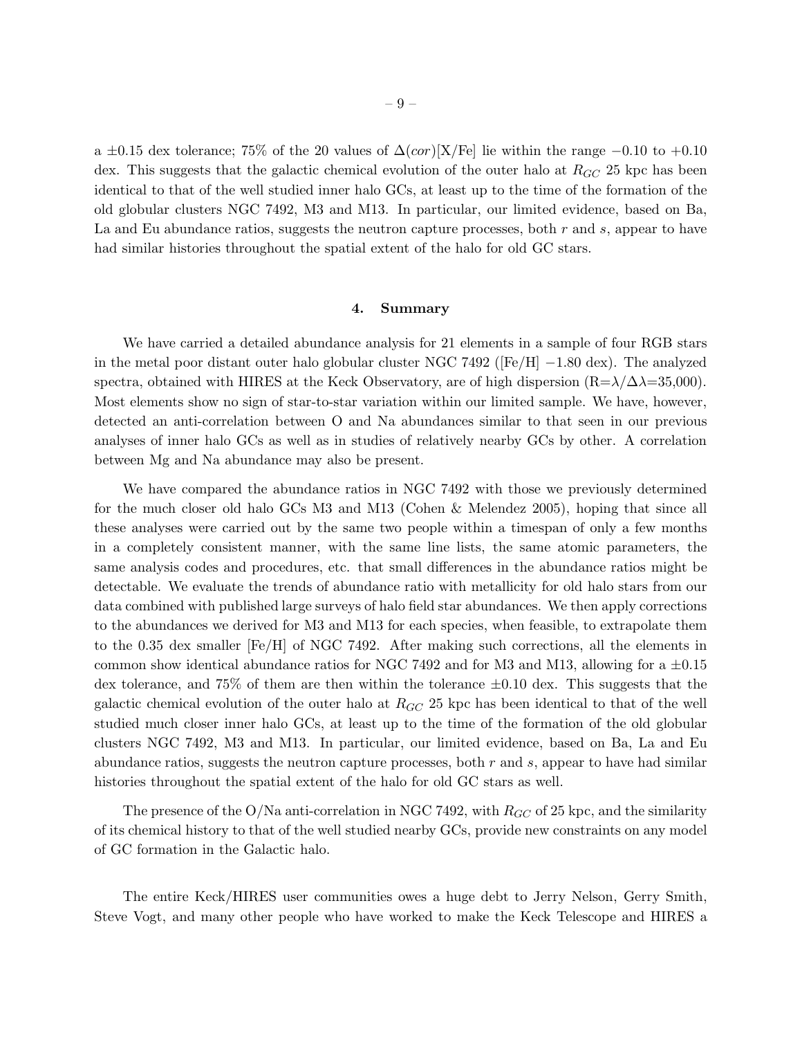a $\pm 0.15$ dex tolerance; 75% of the 20 values of $\Delta(cor)$[X/Fe] lie within the range $-0.10$ to $+0.10$ dex. This suggests that the galactic chemical evolution of the outer halo at $R_{GC}$ 25 kpc has been identical to that of the well studied inner halo GCs, at least up to the time of the formation of the old globular clusters NGC 7492, M3 and M13. In particular, our limited evidence, based on Ba, La and Eu abundance ratios, suggests the neutron capture processes, both $r$ and $s$, appear to have had similar histories throughout the spatial extent of the halo for old GC stars.

## 4. Summary

We have carried a detailed abundance analysis for 21 elements in a sample of four RGB stars in the metal poor distant outer halo globular cluster NGC 7492 ([Fe/H] $-1.80$ dex). The analyzed spectra, obtained with HIRES at the Keck Observatory, are of high dispersion (R=$\lambda/\Delta\lambda$=35,000). Most elements show no sign of star-to-star variation within our limited sample. We have, however, detected an anti-correlation between O and Na abundances similar to that seen in our previous analyses of inner halo GCs as well as in studies of relatively nearby GCs by other. A correlation between Mg and Na abundance may also be present.

We have compared the abundance ratios in NGC 7492 with those we previously determined for the much closer old halo GCs M3 and M13 (Cohen & Melendez 2005), hoping that since all these analyses were carried out by the same two people within a timespan of only a few months in a completely consistent manner, with the same line lists, the same atomic parameters, the same analysis codes and procedures, etc. that small differences in the abundance ratios might be detectable. We evaluate the trends of abundance ratio with metallicity for old halo stars from our data combined with published large surveys of halo field star abundances. We then apply corrections to the abundances we derived for M3 and M13 for each species, when feasible, to extrapolate them to the 0.35 dex smaller [Fe/H] of NGC 7492. After making such corrections, all the elements in common show identical abundance ratios for NGC 7492 and for M3 and M13, allowing for a $\pm 0.15$ dex tolerance, and 75% of them are then within the tolerance $\pm 0.10$ dex. This suggests that the galactic chemical evolution of the outer halo at $R_{GC}$ 25 kpc has been identical to that of the well studied much closer inner halo GCs, at least up to the time of the formation of the old globular clusters NGC 7492, M3 and M13. In particular, our limited evidence, based on Ba, La and Eu abundance ratios, suggests the neutron capture processes, both $r$ and $s$, appear to have had similar histories throughout the spatial extent of the halo for old GC stars as well.

The presence of the O/Na anti-correlation in NGC 7492, with $R_{GC}$ of 25 kpc, and the similarity of its chemical history to that of the well studied nearby GCs, provide new constraints on any model of GC formation in the Galactic halo.

The entire Keck/HIRES user communities owes a huge debt to Jerry Nelson, Gerry Smith, Steve Vogt, and many other people who have worked to make the Keck Telescope and HIRES a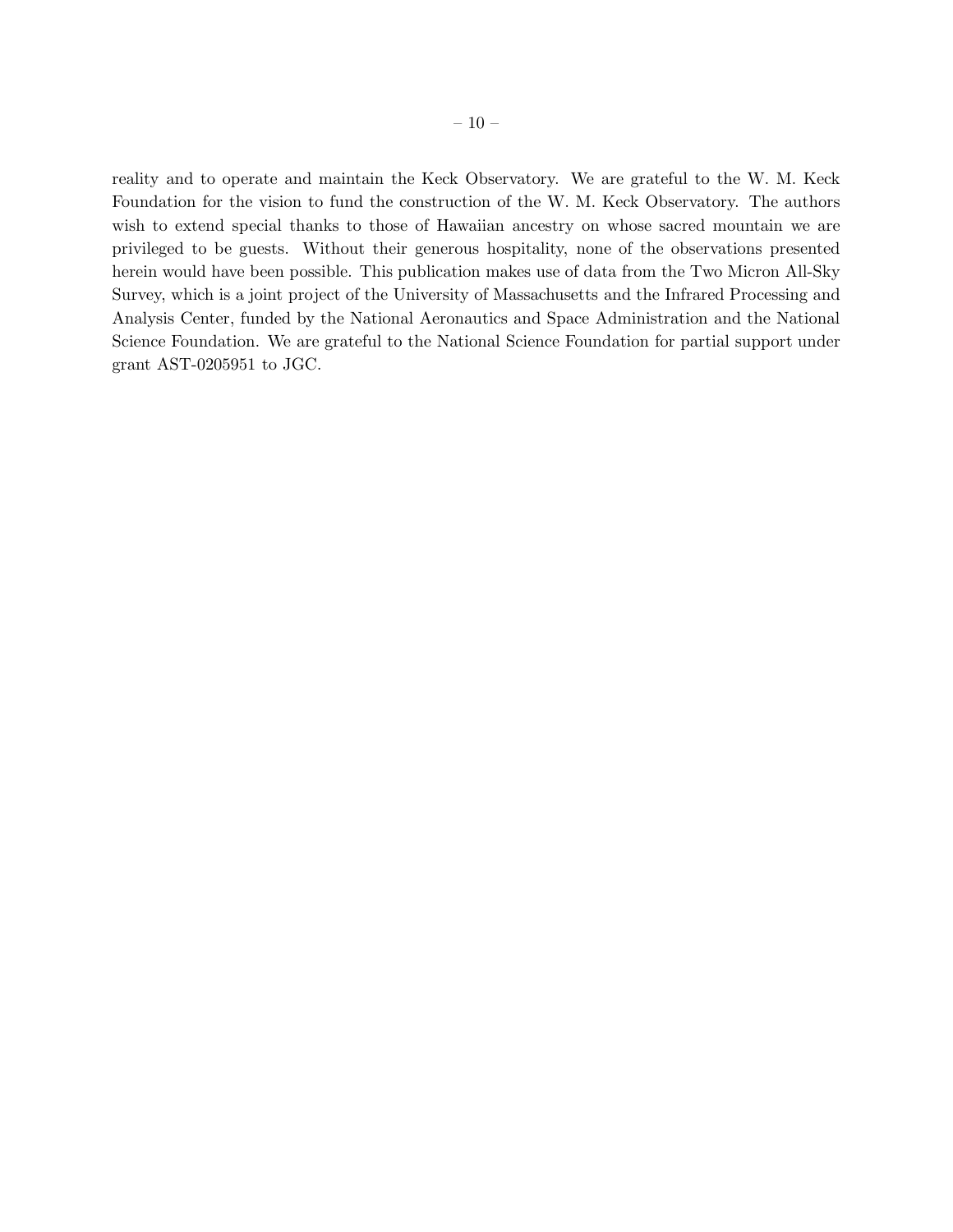reality and to operate and maintain the Keck Observatory. We are grateful to the W. M. Keck Foundation for the vision to fund the construction of the W. M. Keck Observatory. The authors wish to extend special thanks to those of Hawaiian ancestry on whose sacred mountain we are privileged to be guests. Without their generous hospitality, none of the observations presented herein would have been possible. This publication makes use of data from the Two Micron All-Sky Survey, which is a joint project of the University of Massachusetts and the Infrared Processing and Analysis Center, funded by the National Aeronautics and Space Administration and the National Science Foundation. We are grateful to the National Science Foundation for partial support under grant AST-0205951 to JGC.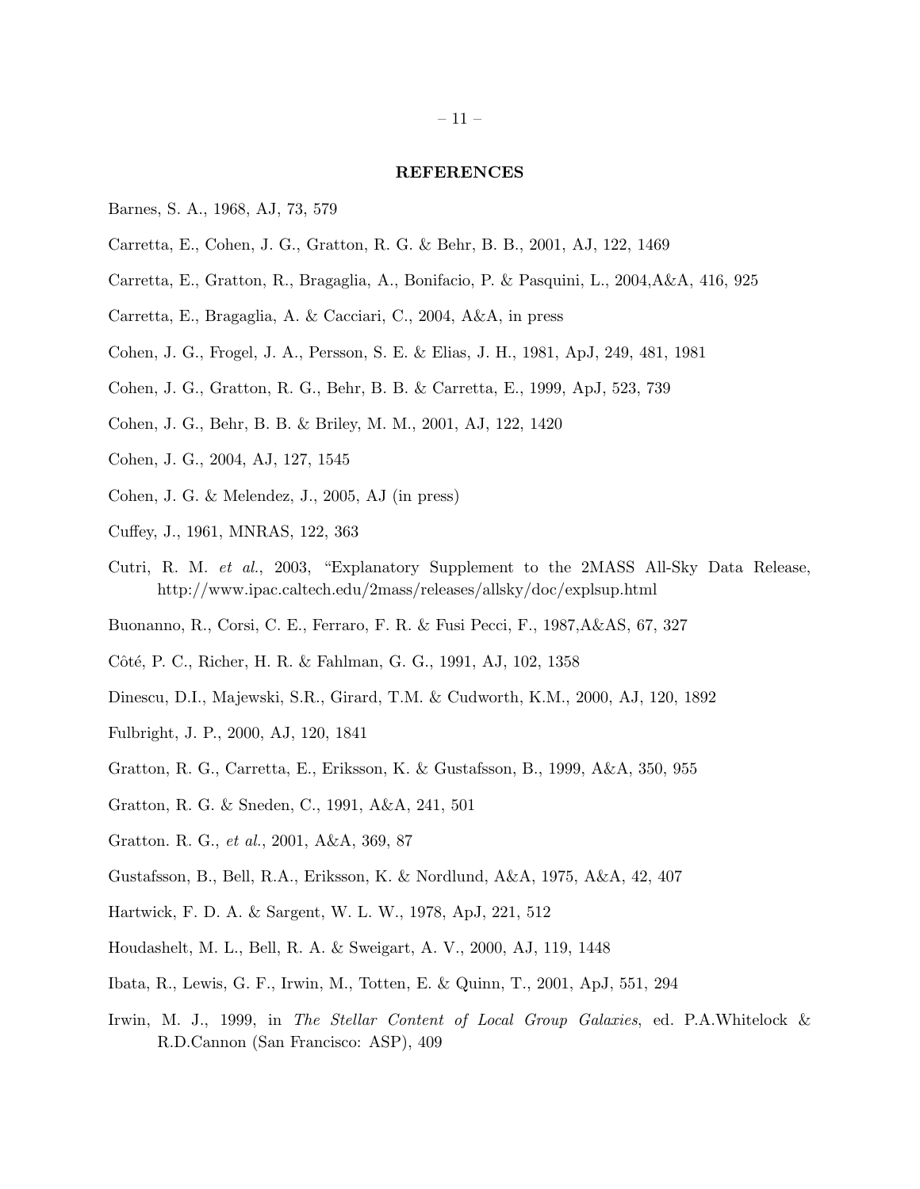## REFERENCES

Barnes, S. A., 1968, AJ, 73, 579

Carretta, E., Cohen, J. G., Gratton, R. G. & Behr, B. B., 2001, AJ, 122, 1469

Carretta, E., Gratton, R., Bragaglia, A., Bonifacio, P. & Pasquini, L., 2004,A&A, 416, 925

Carretta, E., Bragaglia, A. & Cacciari, C., 2004, A&A, in press

Cohen, J. G., Frogel, J. A., Persson, S. E. & Elias, J. H., 1981, ApJ, 249, 481, 1981

Cohen, J. G., Gratton, R. G., Behr, B. B. & Carretta, E., 1999, ApJ, 523, 739

Cohen, J. G., Behr, B. B. & Briley, M. M., 2001, AJ, 122, 1420

Cohen, J. G., 2004, AJ, 127, 1545

Cohen, J. G. & Melendez, J., 2005, AJ (in press)

Cuffey, J., 1961, MNRAS, 122, 363

Cutri, R. M. *et al.*, 2003, "Explanatory Supplement to the 2MASS All-Sky Data Release, http://www.ipac.caltech.edu/2mass/releases/allsky/doc/explsup.html

Buonanno, R., Corsi, C. E., Ferraro, F. R. & Fusi Pecci, F., 1987,A&AS, 67, 327

Côté, P. C., Richer, H. R. & Fahlman, G. G., 1991, AJ, 102, 1358

Dinescu, D.I., Majewski, S.R., Girard, T.M. & Cudworth, K.M., 2000, AJ, 120, 1892

Fulbright, J. P., 2000, AJ, 120, 1841

Gratton, R. G., Carretta, E., Eriksson, K. & Gustafsson, B., 1999, A&A, 350, 955

Gratton, R. G. & Sneden, C., 1991, A&A, 241, 501

Gratton. R. G., *et al.*, 2001, A&A, 369, 87

Gustafsson, B., Bell, R.A., Eriksson, K. & Nordlund, A&A, 1975, A&A, 42, 407

Hartwick, F. D. A. & Sargent, W. L. W., 1978, ApJ, 221, 512

Houdashelt, M. L., Bell, R. A. & Sweigart, A. V., 2000, AJ, 119, 1448

Ibata, R., Lewis, G. F., Irwin, M., Totten, E. & Quinn, T., 2001, ApJ, 551, 294

Irwin, M. J., 1999, in *The Stellar Content of Local Group Galaxies*, ed. P.A.Whitelock & R.D.Cannon (San Francisco: ASP), 409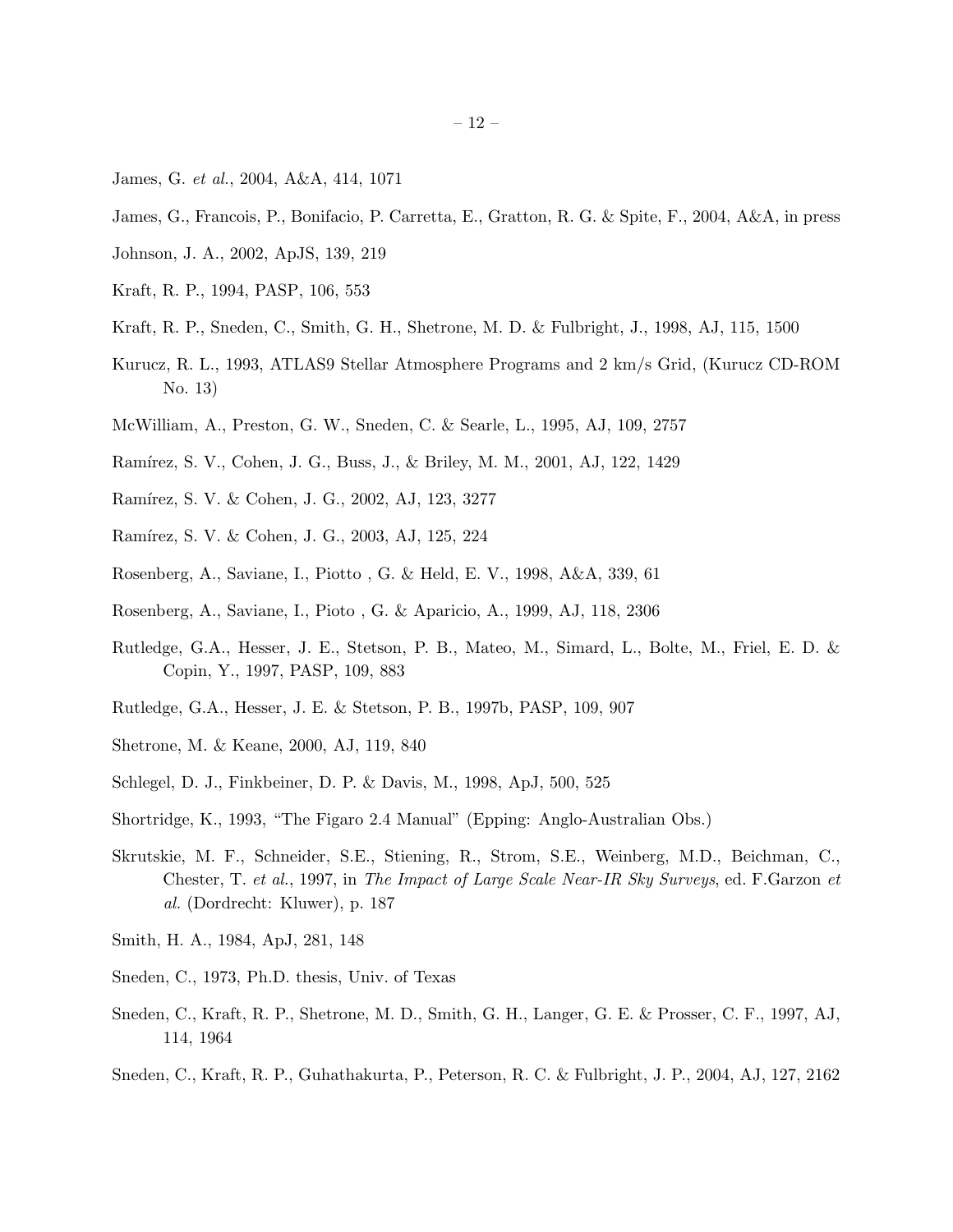James, G. *et al.*, 2004, A&A, 414, 1071

James, G., Francois, P., Bonifacio, P. Carretta, E., Gratton, R. G. & Spite, F., 2004, A&A, in press

Johnson, J. A., 2002, ApJS, 139, 219

Kraft, R. P., 1994, PASP, 106, 553

Kraft, R. P., Sneden, C., Smith, G. H., Shetrone, M. D. & Fulbright, J., 1998, AJ, 115, 1500

Kurucz, R. L., 1993, ATLAS9 Stellar Atmosphere Programs and 2 km/s Grid, (Kurucz CD-ROM No. 13)

McWilliam, A., Preston, G. W., Sneden, C. & Searle, L., 1995, AJ, 109, 2757

Ramírez, S. V., Cohen, J. G., Buss, J., & Briley, M. M., 2001, AJ, 122, 1429

Ramírez, S. V. & Cohen, J. G., 2002, AJ, 123, 3277

Ramírez, S. V. & Cohen, J. G., 2003, AJ, 125, 224

Rosenberg, A., Saviane, I., Piotto , G. & Held, E. V., 1998, A&A, 339, 61

Rosenberg, A., Saviane, I., Pioto , G. & Aparicio, A., 1999, AJ, 118, 2306

Rutledge, G.A., Hesser, J. E., Stetson, P. B., Mateo, M., Simard, L., Bolte, M., Friel, E. D. & Copin, Y., 1997, PASP, 109, 883

Rutledge, G.A., Hesser, J. E. & Stetson, P. B., 1997b, PASP, 109, 907

Shetrone, M. & Keane, 2000, AJ, 119, 840

Schlegel, D. J., Finkbeiner, D. P. & Davis, M., 1998, ApJ, 500, 525

Shortridge, K., 1993, "The Figaro 2.4 Manual" (Epping: Anglo-Australian Obs.)

Skrutskie, M. F., Schneider, S.E., Stiening, R., Strom, S.E., Weinberg, M.D., Beichman, C., Chester, T. *et al.*, 1997, in *The Impact of Large Scale Near-IR Sky Surveys*, ed. F.Garzon *et al.* (Dordrecht: Kluwer), p. 187

Smith, H. A., 1984, ApJ, 281, 148

Sneden, C., 1973, Ph.D. thesis, Univ. of Texas

Sneden, C., Kraft, R. P., Shetrone, M. D., Smith, G. H., Langer, G. E. & Prosser, C. F., 1997, AJ, 114, 1964

Sneden, C., Kraft, R. P., Guhathakurta, P., Peterson, R. C. & Fulbright, J. P., 2004, AJ, 127, 2162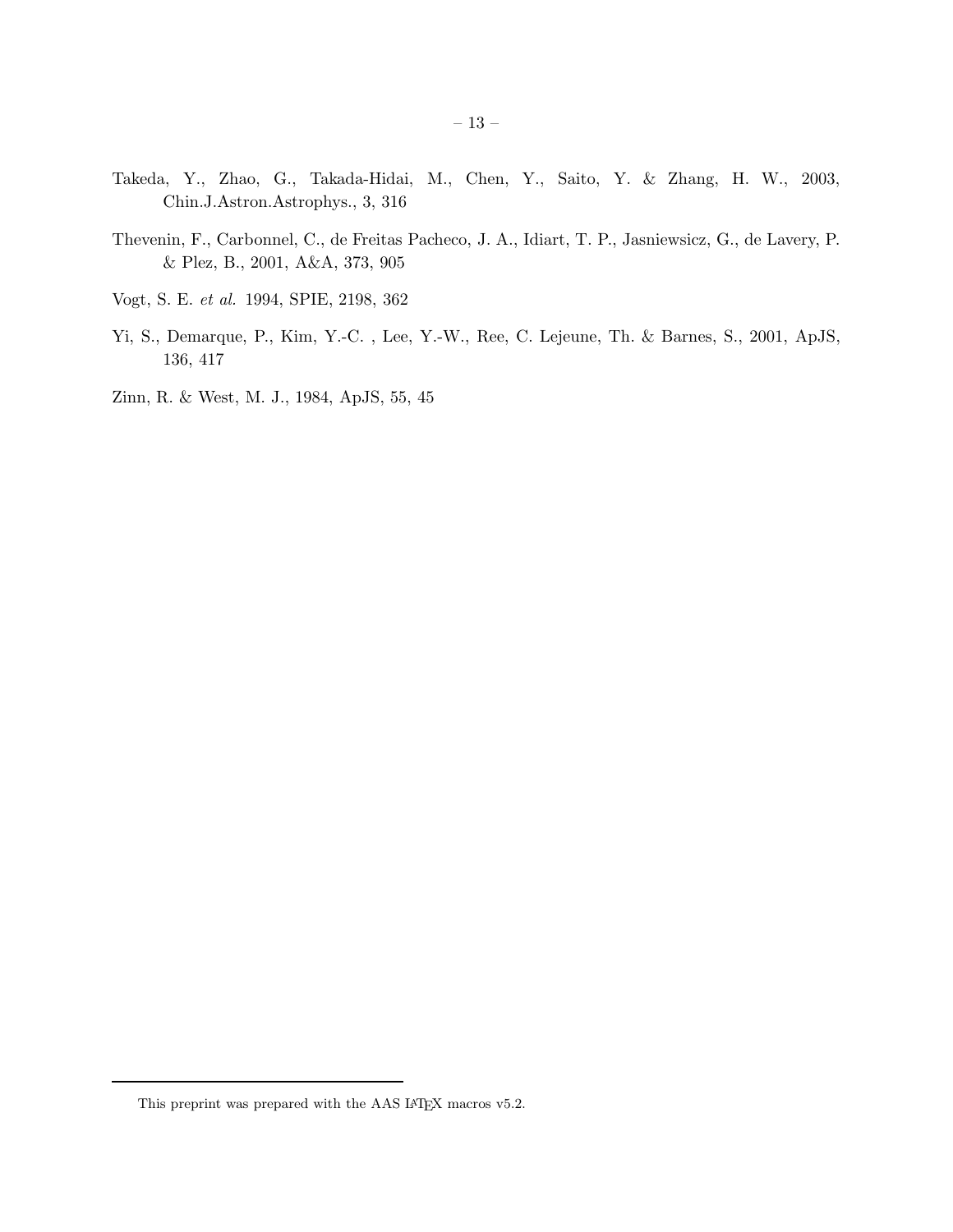Takeda, Y., Zhao, G., Takada-Hidai, M., Chen, Y., Saito, Y. & Zhang, H. W., 2003, Chin.J.Astron.Astrophys., 3, 316

Thevenin, F., Carbonnel, C., de Freitas Pacheco, J. A., Idiart, T. P., Jasniewsicz, G., de Lavery, P. & Plez, B., 2001, A&A, 373, 905

Vogt, S. E. *et al.* 1994, SPIE, 2198, 362

Yi, S., Demarque, P., Kim, Y.-C. , Lee, Y.-W., Ree, C. Lejeune, Th. & Barnes, S., 2001, ApJS, 136, 417

Zinn, R. & West, M. J., 1984, ApJS, 55, 45

This preprint was prepared with the AAS LaTeX macros v5.2.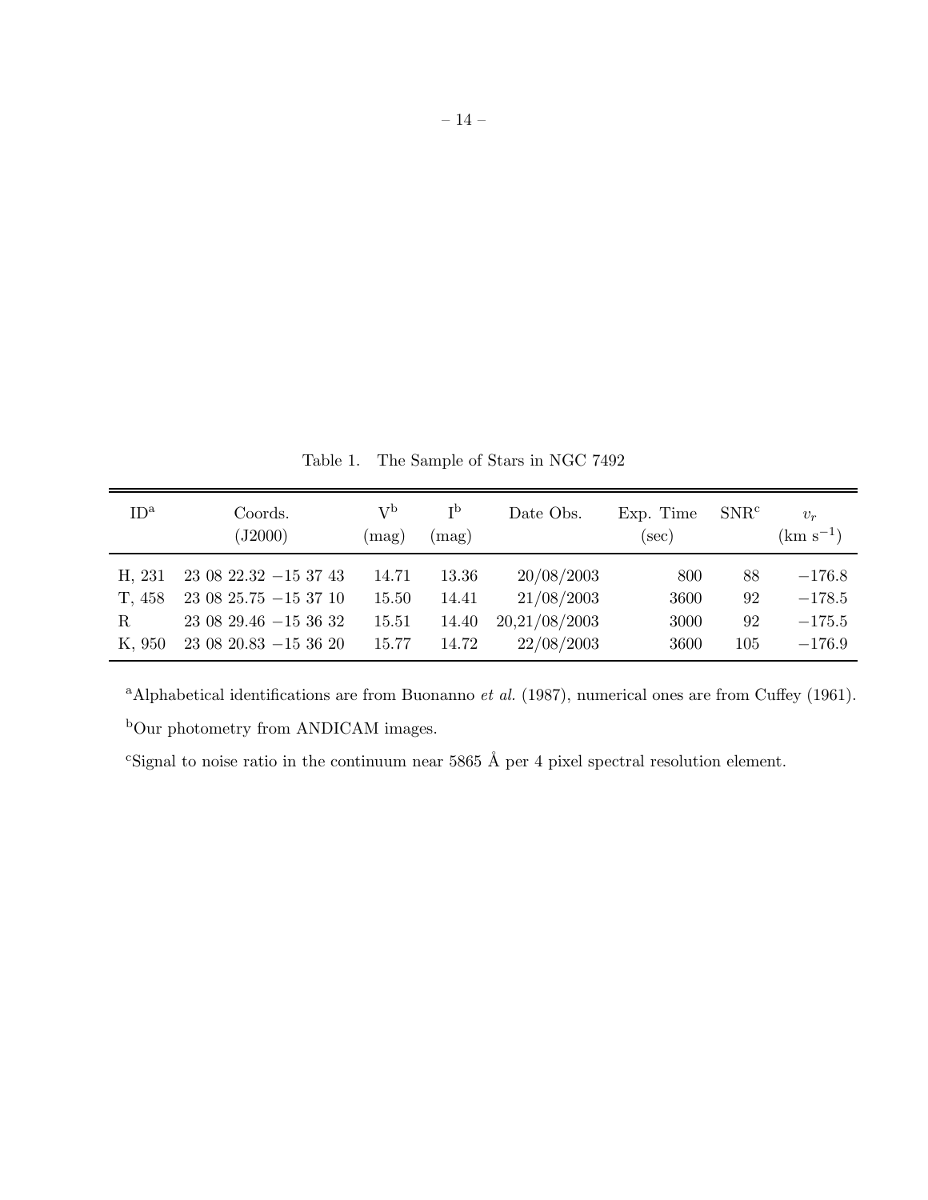Table 1. The Sample of Stars in NGC 7492

| ID[a] | Coords. (J2000) | V[b] (mag) | I[b] (mag) | Date Obs. | Exp. Time (sec) | SNR[c] | $v_r$ (km s$^{-1}$) |
|---|---|---|---|---|---|---|---|
| H, 231 | 23 08 22.32 −15 37 43 | 14.71 | 13.36 | 20/08/2003 | 800 | 88 | −176.8 |
| T, 458 | 23 08 25.75 −15 37 10 | 15.50 | 14.41 | 21/08/2003 | 3600 | 92 | −178.5 |
| R | 23 08 29.46 −15 36 32 | 15.51 | 14.40 | 20,21/08/2003 | 3000 | 92 | −175.5 |
| K, 950 | 23 08 20.83 −15 36 20 | 15.77 | 14.72 | 22/08/2003 | 3600 | 105 | −176.9 |

[a]Alphabetical identifications are from Buonanno *et al.* (1987), numerical ones are from Cuffey (1961).

[b]Our photometry from ANDICAM images.

[c]Signal to noise ratio in the continuum near 5865 Å per 4 pixel spectral resolution element.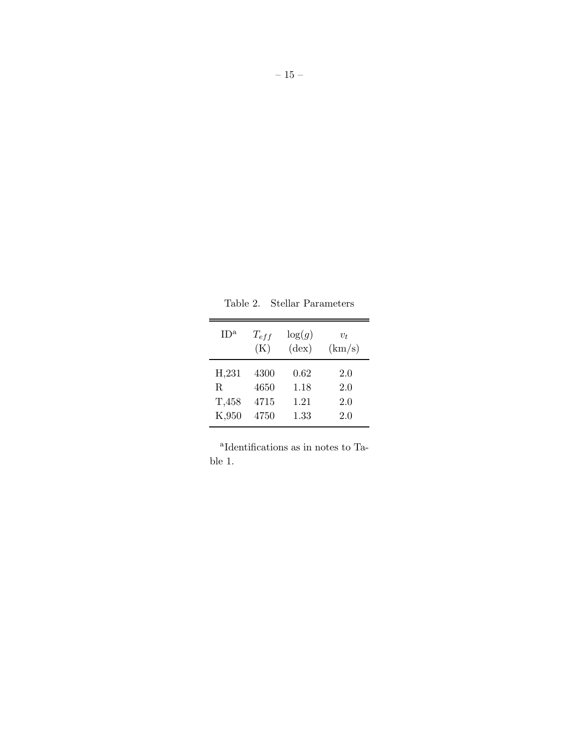Table 2. Stellar Parameters

| ID[a] | $T_{eff}$ (K) | $\log(g)$ (dex) | $v_t$ (km/s) |
| --- | --- | --- | --- |
| H,231 | 4300 | 0.62 | 2.0 |
| R | 4650 | 1.18 | 2.0 |
| T,458 | 4715 | 1.21 | 2.0 |
| K,950 | 4750 | 1.33 | 2.0 |

[a]Identifications as in notes to Table 1.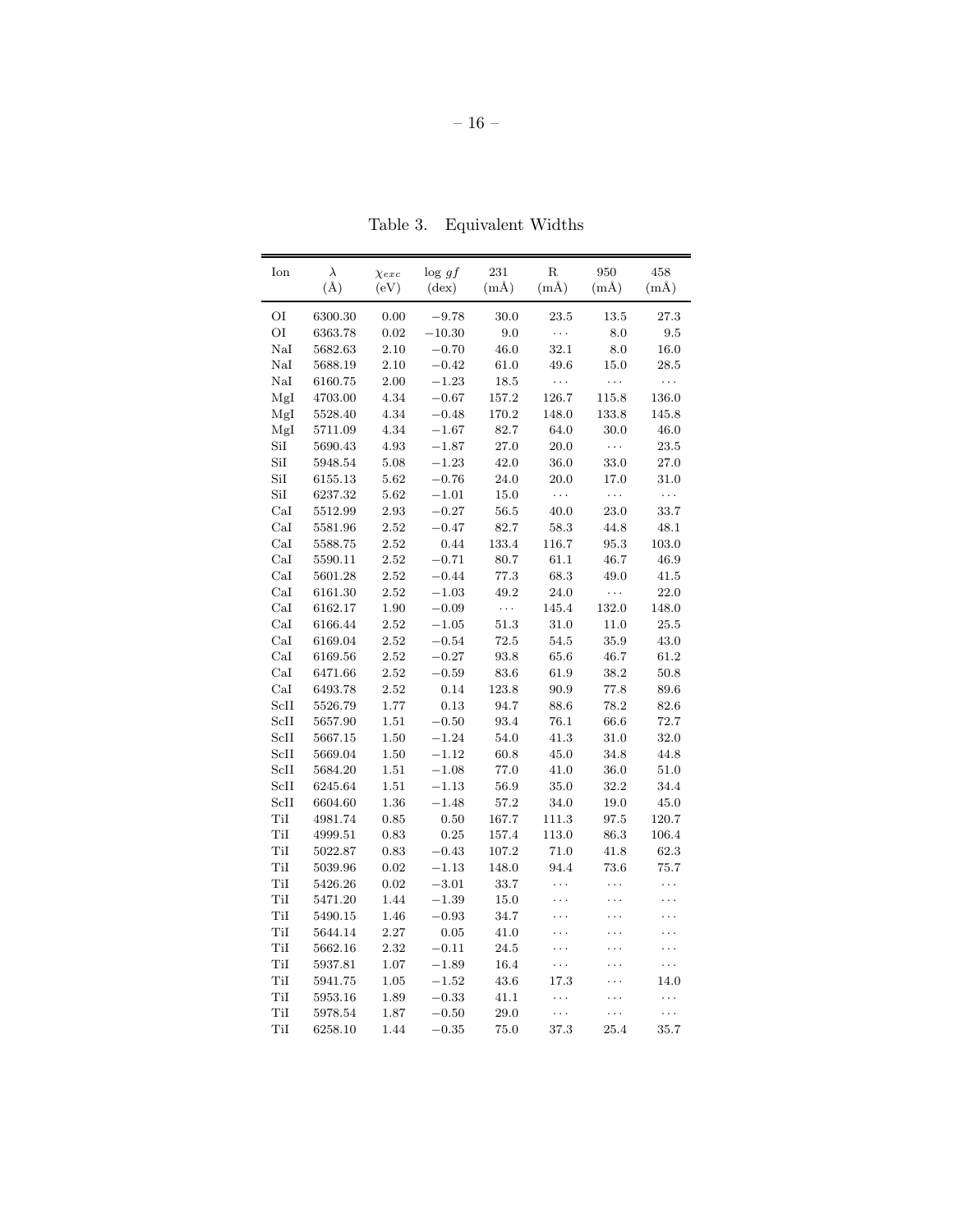Table 3. Equivalent Widths

| Ion | $\lambda$ (Å) | $\chi_{exc}$ (eV) | log $gf$ (dex) | 231 (mÅ) | R (mÅ) | 950 (mÅ) | 458 (mÅ) |
|---|---|---|---|---|---|---|---|
| OI | 6300.30 | 0.00 | −9.78 | 30.0 | 23.5 | 13.5 | 27.3 |
| OI | 6363.78 | 0.02 | −10.30 | 9.0 | ⋯ | 8.0 | 9.5 |
| NaI | 5682.63 | 2.10 | −0.70 | 46.0 | 32.1 | 8.0 | 16.0 |
| NaI | 5688.19 | 2.10 | −0.42 | 61.0 | 49.6 | 15.0 | 28.5 |
| NaI | 6160.75 | 2.00 | −1.23 | 18.5 | ⋯ | ⋯ | ⋯ |
| MgI | 4703.00 | 4.34 | −0.67 | 157.2 | 126.7 | 115.8 | 136.0 |
| MgI | 5528.40 | 4.34 | −0.48 | 170.2 | 148.0 | 133.8 | 145.8 |
| MgI | 5711.09 | 4.34 | −1.67 | 82.7 | 64.0 | 30.0 | 46.0 |
| SiI | 5690.43 | 4.93 | −1.87 | 27.0 | 20.0 | ⋯ | 23.5 |
| SiI | 5948.54 | 5.08 | −1.23 | 42.0 | 36.0 | 33.0 | 27.0 |
| SiI | 6155.13 | 5.62 | −0.76 | 24.0 | 20.0 | 17.0 | 31.0 |
| SiI | 6237.32 | 5.62 | −1.01 | 15.0 | ⋯ | ⋯ | ⋯ |
| CaI | 5512.99 | 2.93 | −0.27 | 56.5 | 40.0 | 23.0 | 33.7 |
| CaI | 5581.96 | 2.52 | −0.47 | 82.7 | 58.3 | 44.8 | 48.1 |
| CaI | 5588.75 | 2.52 | 0.44 | 133.4 | 116.7 | 95.3 | 103.0 |
| CaI | 5590.11 | 2.52 | −0.71 | 80.7 | 61.1 | 46.7 | 46.9 |
| CaI | 5601.28 | 2.52 | −0.44 | 77.3 | 68.3 | 49.0 | 41.5 |
| CaI | 6161.30 | 2.52 | −1.03 | 49.2 | 24.0 | ⋯ | 22.0 |
| CaI | 6162.17 | 1.90 | −0.09 | ⋯ | 145.4 | 132.0 | 148.0 |
| CaI | 6166.44 | 2.52 | −1.05 | 51.3 | 31.0 | 11.0 | 25.5 |
| CaI | 6169.04 | 2.52 | −0.54 | 72.5 | 54.5 | 35.9 | 43.0 |
| CaI | 6169.56 | 2.52 | −0.27 | 93.8 | 65.6 | 46.7 | 61.2 |
| CaI | 6471.66 | 2.52 | −0.59 | 83.6 | 61.9 | 38.2 | 50.8 |
| CaI | 6493.78 | 2.52 | 0.14 | 123.8 | 90.9 | 77.8 | 89.6 |
| ScII | 5526.79 | 1.77 | 0.13 | 94.7 | 88.6 | 78.2 | 82.6 |
| ScII | 5657.90 | 1.51 | −0.50 | 93.4 | 76.1 | 66.6 | 72.7 |
| ScII | 5667.15 | 1.50 | −1.24 | 54.0 | 41.3 | 31.0 | 32.0 |
| ScII | 5669.04 | 1.50 | −1.12 | 60.8 | 45.0 | 34.8 | 44.8 |
| ScII | 5684.20 | 1.51 | −1.08 | 77.0 | 41.0 | 36.0 | 51.0 |
| ScII | 6245.64 | 1.51 | −1.13 | 56.9 | 35.0 | 32.2 | 34.4 |
| ScII | 6604.60 | 1.36 | −1.48 | 57.2 | 34.0 | 19.0 | 45.0 |
| TiI | 4981.74 | 0.85 | 0.50 | 167.7 | 111.3 | 97.5 | 120.7 |
| TiI | 4999.51 | 0.83 | 0.25 | 157.4 | 113.0 | 86.3 | 106.4 |
| TiI | 5022.87 | 0.83 | −0.43 | 107.2 | 71.0 | 41.8 | 62.3 |
| TiI | 5039.96 | 0.02 | −1.13 | 148.0 | 94.4 | 73.6 | 75.7 |
| TiI | 5426.26 | 0.02 | −3.01 | 33.7 | ⋯ | ⋯ | ⋯ |
| TiI | 5471.20 | 1.44 | −1.39 | 15.0 | ⋯ | ⋯ | ⋯ |
| TiI | 5490.15 | 1.46 | −0.93 | 34.7 | ⋯ | ⋯ | ⋯ |
| TiI | 5644.14 | 2.27 | 0.05 | 41.0 | ⋯ | ⋯ | ⋯ |
| TiI | 5662.16 | 2.32 | −0.11 | 24.5 | ⋯ | ⋯ | ⋯ |
| TiI | 5937.81 | 1.07 | −1.89 | 16.4 | ⋯ | ⋯ | ⋯ |
| TiI | 5941.75 | 1.05 | −1.52 | 43.6 | 17.3 | ⋯ | 14.0 |
| TiI | 5953.16 | 1.89 | −0.33 | 41.1 | ⋯ | ⋯ | ⋯ |
| TiI | 5978.54 | 1.87 | −0.50 | 29.0 | ⋯ | ⋯ | ⋯ |
| TiI | 6258.10 | 1.44 | −0.35 | 75.0 | 37.3 | 25.4 | 35.7 |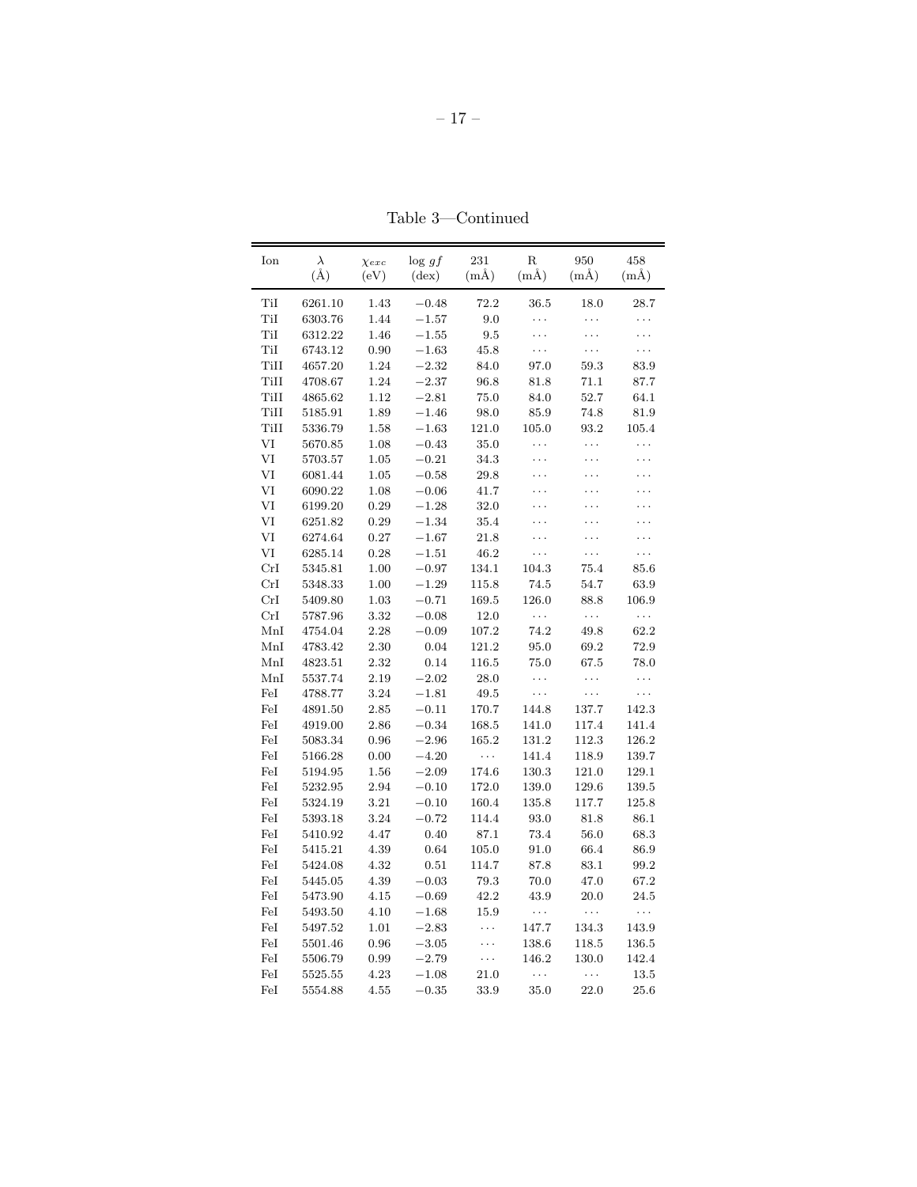Table 3—Continued

| Ion | $\lambda$ (Å) | $\chi_{exc}$ (eV) | $\log gf$ (dex) | 231 (mÅ) | R (mÅ) | 950 (mÅ) | 458 (mÅ) |
|---|---|---|---|---|---|---|---|
| TiI | 6261.10 | 1.43 | −0.48 | 72.2 | 36.5 | 18.0 | 28.7 |
| TiI | 6303.76 | 1.44 | −1.57 | 9.0 | ... | ... | ... |
| TiI | 6312.22 | 1.46 | −1.55 | 9.5 | ... | ... | ... |
| TiI | 6743.12 | 0.90 | −1.63 | 45.8 | ... | ... | ... |
| TiII | 4657.20 | 1.24 | −2.32 | 84.0 | 97.0 | 59.3 | 83.9 |
| TiII | 4708.67 | 1.24 | −2.37 | 96.8 | 81.8 | 71.1 | 87.7 |
| TiII | 4865.62 | 1.12 | −2.81 | 75.0 | 84.0 | 52.7 | 64.1 |
| TiII | 5185.91 | 1.89 | −1.46 | 98.0 | 85.9 | 74.8 | 81.9 |
| TiII | 5336.79 | 1.58 | −1.63 | 121.0 | 105.0 | 93.2 | 105.4 |
| VI | 5670.85 | 1.08 | −0.43 | 35.0 | ... | ... | ... |
| VI | 5703.57 | 1.05 | −0.21 | 34.3 | ... | ... | ... |
| VI | 6081.44 | 1.05 | −0.58 | 29.8 | ... | ... | ... |
| VI | 6090.22 | 1.08 | −0.06 | 41.7 | ... | ... | ... |
| VI | 6199.20 | 0.29 | −1.28 | 32.0 | ... | ... | ... |
| VI | 6251.82 | 0.29 | −1.34 | 35.4 | ... | ... | ... |
| VI | 6274.64 | 0.27 | −1.67 | 21.8 | ... | ... | ... |
| VI | 6285.14 | 0.28 | −1.51 | 46.2 | ... | ... | ... |
| CrI | 5345.81 | 1.00 | −0.97 | 134.1 | 104.3 | 75.4 | 85.6 |
| CrI | 5348.33 | 1.00 | −1.29 | 115.8 | 74.5 | 54.7 | 63.9 |
| CrI | 5409.80 | 1.03 | −0.71 | 169.5 | 126.0 | 88.8 | 106.9 |
| CrI | 5787.96 | 3.32 | −0.08 | 12.0 | ... | ... | ... |
| MnI | 4754.04 | 2.28 | −0.09 | 107.2 | 74.2 | 49.8 | 62.2 |
| MnI | 4783.42 | 2.30 | 0.04 | 121.2 | 95.0 | 69.2 | 72.9 |
| MnI | 4823.51 | 2.32 | 0.14 | 116.5 | 75.0 | 67.5 | 78.0 |
| MnI | 5537.74 | 2.19 | −2.02 | 28.0 | ... | ... | ... |
| FeI | 4788.77 | 3.24 | −1.81 | 49.5 | ... | ... | ... |
| FeI | 4891.50 | 2.85 | −0.11 | 170.7 | 144.8 | 137.7 | 142.3 |
| FeI | 4919.00 | 2.86 | −0.34 | 168.5 | 141.0 | 117.4 | 141.4 |
| FeI | 5083.34 | 0.96 | −2.96 | 165.2 | 131.2 | 112.3 | 126.2 |
| FeI | 5166.28 | 0.00 | −4.20 | ... | 141.4 | 118.9 | 139.7 |
| FeI | 5194.95 | 1.56 | −2.09 | 174.6 | 130.3 | 121.0 | 129.1 |
| FeI | 5232.95 | 2.94 | −0.10 | 172.0 | 139.0 | 129.6 | 139.5 |
| FeI | 5324.19 | 3.21 | −0.10 | 160.4 | 135.8 | 117.7 | 125.8 |
| FeI | 5393.18 | 3.24 | −0.72 | 114.4 | 93.0 | 81.8 | 86.1 |
| FeI | 5410.92 | 4.47 | 0.40 | 87.1 | 73.4 | 56.0 | 68.3 |
| FeI | 5415.21 | 4.39 | 0.64 | 105.0 | 91.0 | 66.4 | 86.9 |
| FeI | 5424.08 | 4.32 | 0.51 | 114.7 | 87.8 | 83.1 | 99.2 |
| FeI | 5445.05 | 4.39 | −0.03 | 79.3 | 70.0 | 47.0 | 67.2 |
| FeI | 5473.90 | 4.15 | −0.69 | 42.2 | 43.9 | 20.0 | 24.5 |
| FeI | 5493.50 | 4.10 | −1.68 | 15.9 | ... | ... | ... |
| FeI | 5497.52 | 1.01 | −2.83 | ... | 147.7 | 134.3 | 143.9 |
| FeI | 5501.46 | 0.96 | −3.05 | ... | 138.6 | 118.5 | 136.5 |
| FeI | 5506.79 | 0.99 | −2.79 | ... | 146.2 | 130.0 | 142.4 |
| FeI | 5525.55 | 4.23 | −1.08 | 21.0 | ... | ... | 13.5 |
| FeI | 5554.88 | 4.55 | −0.35 | 33.9 | 35.0 | 22.0 | 25.6 |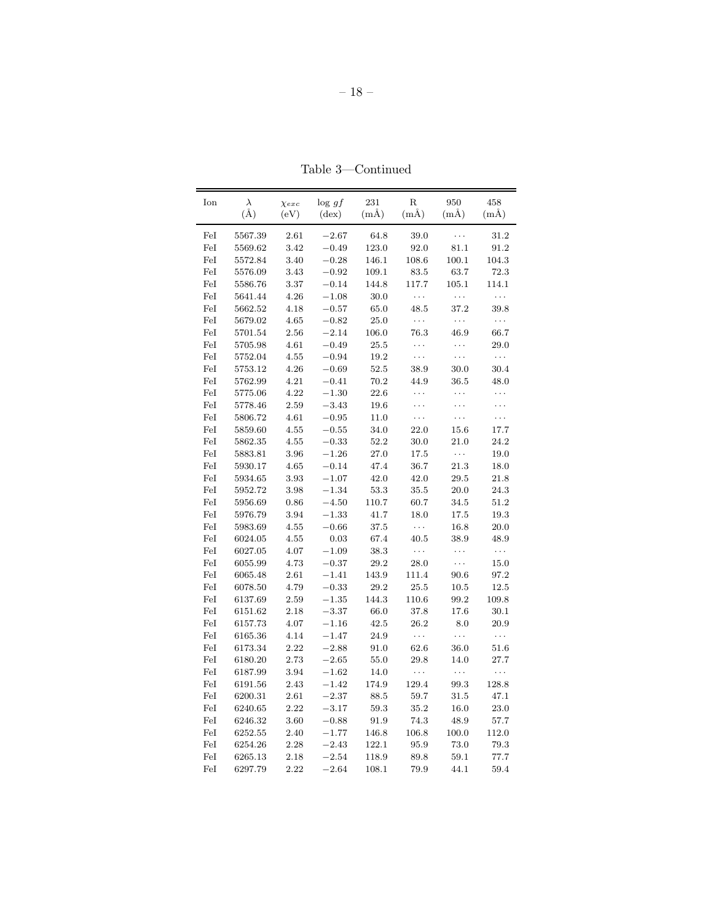Table 3—Continued

| Ion | $\lambda$ (Å) | $\chi_{exc}$ (eV) | log $gf$ (dex) | 231 (mÅ) | R (mÅ) | 950 (mÅ) | 458 (mÅ) |
|---|---|---|---|---|---|---|---|
| FeI | 5567.39 | 2.61 | −2.67 | 64.8 | 39.0 | ... | 31.2 |
| FeI | 5569.62 | 3.42 | −0.49 | 123.0 | 92.0 | 81.1 | 91.2 |
| FeI | 5572.84 | 3.40 | −0.28 | 146.1 | 108.6 | 100.1 | 104.3 |
| FeI | 5576.09 | 3.43 | −0.92 | 109.1 | 83.5 | 63.7 | 72.3 |
| FeI | 5586.76 | 3.37 | −0.14 | 144.8 | 117.7 | 105.1 | 114.1 |
| FeI | 5641.44 | 4.26 | −1.08 | 30.0 | ... | ... | ... |
| FeI | 5662.52 | 4.18 | −0.57 | 65.0 | 48.5 | 37.2 | 39.8 |
| FeI | 5679.02 | 4.65 | −0.82 | 25.0 | ... | ... | ... |
| FeI | 5701.54 | 2.56 | −2.14 | 106.0 | 76.3 | 46.9 | 66.7 |
| FeI | 5705.98 | 4.61 | −0.49 | 25.5 | ... | ... | 29.0 |
| FeI | 5752.04 | 4.55 | −0.94 | 19.2 | ... | ... | ... |
| FeI | 5753.12 | 4.26 | −0.69 | 52.5 | 38.9 | 30.0 | 30.4 |
| FeI | 5762.99 | 4.21 | −0.41 | 70.2 | 44.9 | 36.5 | 48.0 |
| FeI | 5775.06 | 4.22 | −1.30 | 22.6 | ... | ... | ... |
| FeI | 5778.46 | 2.59 | −3.43 | 19.6 | ... | ... | ... |
| FeI | 5806.72 | 4.61 | −0.95 | 11.0 | ... | ... | ... |
| FeI | 5859.60 | 4.55 | −0.55 | 34.0 | 22.0 | 15.6 | 17.7 |
| FeI | 5862.35 | 4.55 | −0.33 | 52.2 | 30.0 | 21.0 | 24.2 |
| FeI | 5883.81 | 3.96 | −1.26 | 27.0 | 17.5 | ... | 19.0 |
| FeI | 5930.17 | 4.65 | −0.14 | 47.4 | 36.7 | 21.3 | 18.0 |
| FeI | 5934.65 | 3.93 | −1.07 | 42.0 | 42.0 | 29.5 | 21.8 |
| FeI | 5952.72 | 3.98 | −1.34 | 53.3 | 35.5 | 20.0 | 24.3 |
| FeI | 5956.69 | 0.86 | −4.50 | 110.7 | 60.7 | 34.5 | 51.2 |
| FeI | 5976.79 | 3.94 | −1.33 | 41.7 | 18.0 | 17.5 | 19.3 |
| FeI | 5983.69 | 4.55 | −0.66 | 37.5 | ... | 16.8 | 20.0 |
| FeI | 6024.05 | 4.55 | 0.03 | 67.4 | 40.5 | 38.9 | 48.9 |
| FeI | 6027.05 | 4.07 | −1.09 | 38.3 | ... | ... | ... |
| FeI | 6055.99 | 4.73 | −0.37 | 29.2 | 28.0 | ... | 15.0 |
| FeI | 6065.48 | 2.61 | −1.41 | 143.9 | 111.4 | 90.6 | 97.2 |
| FeI | 6078.50 | 4.79 | −0.33 | 29.2 | 25.5 | 10.5 | 12.5 |
| FeI | 6137.69 | 2.59 | −1.35 | 144.3 | 110.6 | 99.2 | 109.8 |
| FeI | 6151.62 | 2.18 | −3.37 | 66.0 | 37.8 | 17.6 | 30.1 |
| FeI | 6157.73 | 4.07 | −1.16 | 42.5 | 26.2 | 8.0 | 20.9 |
| FeI | 6165.36 | 4.14 | −1.47 | 24.9 | ... | ... | ... |
| FeI | 6173.34 | 2.22 | −2.88 | 91.0 | 62.6 | 36.0 | 51.6 |
| FeI | 6180.20 | 2.73 | −2.65 | 55.0 | 29.8 | 14.0 | 27.7 |
| FeI | 6187.99 | 3.94 | −1.62 | 14.0 | ... | ... | ... |
| FeI | 6191.56 | 2.43 | −1.42 | 174.9 | 129.4 | 99.3 | 128.8 |
| FeI | 6200.31 | 2.61 | −2.37 | 88.5 | 59.7 | 31.5 | 47.1 |
| FeI | 6240.65 | 2.22 | −3.17 | 59.3 | 35.2 | 16.0 | 23.0 |
| FeI | 6246.32 | 3.60 | −0.88 | 91.9 | 74.3 | 48.9 | 57.7 |
| FeI | 6252.55 | 2.40 | −1.77 | 146.8 | 106.8 | 100.0 | 112.0 |
| FeI | 6254.26 | 2.28 | −2.43 | 122.1 | 95.9 | 73.0 | 79.3 |
| FeI | 6265.13 | 2.18 | −2.54 | 118.9 | 89.8 | 59.1 | 77.7 |
| FeI | 6297.79 | 2.22 | −2.64 | 108.1 | 79.9 | 44.1 | 59.4 |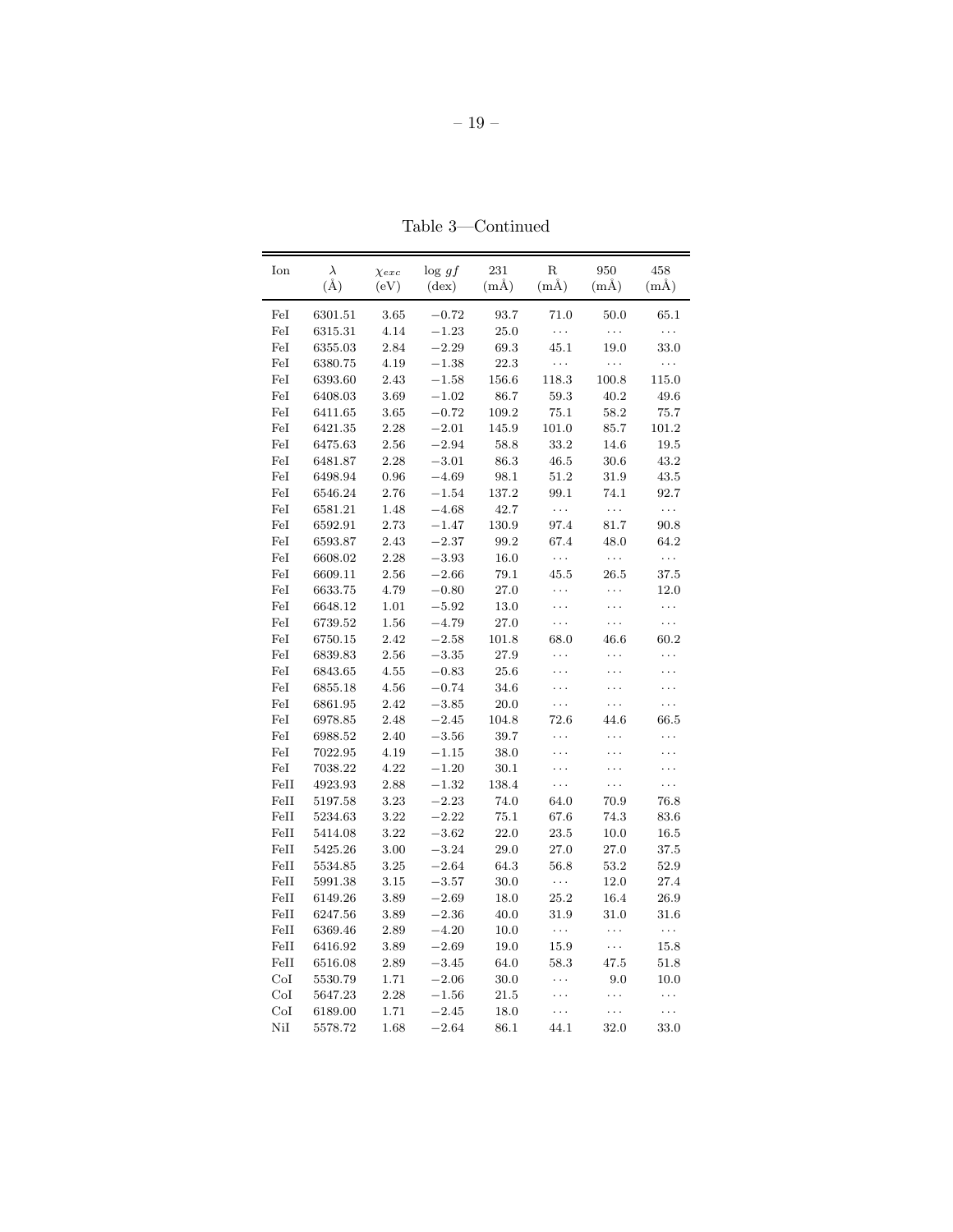Table 3—Continued

| Ion | $\lambda$ (Å) | $\chi_{exc}$ (eV) | log $gf$ (dex) | 231 (mÅ) | R (mÅ) | 950 (mÅ) | 458 (mÅ) |
|---|---|---|---|---|---|---|---|
| FeI | 6301.51 | 3.65 | −0.72 | 93.7 | 71.0 | 50.0 | 65.1 |
| FeI | 6315.31 | 4.14 | −1.23 | 25.0 | ... | ... | ... |
| FeI | 6355.03 | 2.84 | −2.29 | 69.3 | 45.1 | 19.0 | 33.0 |
| FeI | 6380.75 | 4.19 | −1.38 | 22.3 | ... | ... | ... |
| FeI | 6393.60 | 2.43 | −1.58 | 156.6 | 118.3 | 100.8 | 115.0 |
| FeI | 6408.03 | 3.69 | −1.02 | 86.7 | 59.3 | 40.2 | 49.6 |
| FeI | 6411.65 | 3.65 | −0.72 | 109.2 | 75.1 | 58.2 | 75.7 |
| FeI | 6421.35 | 2.28 | −2.01 | 145.9 | 101.0 | 85.7 | 101.2 |
| FeI | 6475.63 | 2.56 | −2.94 | 58.8 | 33.2 | 14.6 | 19.5 |
| FeI | 6481.87 | 2.28 | −3.01 | 86.3 | 46.5 | 30.6 | 43.2 |
| FeI | 6498.94 | 0.96 | −4.69 | 98.1 | 51.2 | 31.9 | 43.5 |
| FeI | 6546.24 | 2.76 | −1.54 | 137.2 | 99.1 | 74.1 | 92.7 |
| FeI | 6581.21 | 1.48 | −4.68 | 42.7 | ... | ... | ... |
| FeI | 6592.91 | 2.73 | −1.47 | 130.9 | 97.4 | 81.7 | 90.8 |
| FeI | 6593.87 | 2.43 | −2.37 | 99.2 | 67.4 | 48.0 | 64.2 |
| FeI | 6608.02 | 2.28 | −3.93 | 16.0 | ... | ... | ... |
| FeI | 6609.11 | 2.56 | −2.66 | 79.1 | 45.5 | 26.5 | 37.5 |
| FeI | 6633.75 | 4.79 | −0.80 | 27.0 | ... | ... | 12.0 |
| FeI | 6648.12 | 1.01 | −5.92 | 13.0 | ... | ... | ... |
| FeI | 6739.52 | 1.56 | −4.79 | 27.0 | ... | ... | ... |
| FeI | 6750.15 | 2.42 | −2.58 | 101.8 | 68.0 | 46.6 | 60.2 |
| FeI | 6839.83 | 2.56 | −3.35 | 27.9 | ... | ... | ... |
| FeI | 6843.65 | 4.55 | −0.83 | 25.6 | ... | ... | ... |
| FeI | 6855.18 | 4.56 | −0.74 | 34.6 | ... | ... | ... |
| FeI | 6861.95 | 2.42 | −3.85 | 20.0 | ... | ... | ... |
| FeI | 6978.85 | 2.48 | −2.45 | 104.8 | 72.6 | 44.6 | 66.5 |
| FeI | 6988.52 | 2.40 | −3.56 | 39.7 | ... | ... | ... |
| FeI | 7022.95 | 4.19 | −1.15 | 38.0 | ... | ... | ... |
| FeI | 7038.22 | 4.22 | −1.20 | 30.1 | ... | ... | ... |
| FeII | 4923.93 | 2.88 | −1.32 | 138.4 | ... | ... | ... |
| FeII | 5197.58 | 3.23 | −2.23 | 74.0 | 64.0 | 70.9 | 76.8 |
| FeII | 5234.63 | 3.22 | −2.22 | 75.1 | 67.6 | 74.3 | 83.6 |
| FeII | 5414.08 | 3.22 | −3.62 | 22.0 | 23.5 | 10.0 | 16.5 |
| FeII | 5425.26 | 3.00 | −3.24 | 29.0 | 27.0 | 27.0 | 37.5 |
| FeII | 5534.85 | 3.25 | −2.64 | 64.3 | 56.8 | 53.2 | 52.9 |
| FeII | 5991.38 | 3.15 | −3.57 | 30.0 | ... | 12.0 | 27.4 |
| FeII | 6149.26 | 3.89 | −2.69 | 18.0 | 25.2 | 16.4 | 26.9 |
| FeII | 6247.56 | 3.89 | −2.36 | 40.0 | 31.9 | 31.0 | 31.6 |
| FeII | 6369.46 | 2.89 | −4.20 | 10.0 | ... | ... | ... |
| FeII | 6416.92 | 3.89 | −2.69 | 19.0 | 15.9 | ... | 15.8 |
| FeII | 6516.08 | 2.89 | −3.45 | 64.0 | 58.3 | 47.5 | 51.8 |
| CoI | 5530.79 | 1.71 | −2.06 | 30.0 | ... | 9.0 | 10.0 |
| CoI | 5647.23 | 2.28 | −1.56 | 21.5 | ... | ... | ... |
| CoI | 6189.00 | 1.71 | −2.45 | 18.0 | ... | ... | ... |
| NiI | 5578.72 | 1.68 | −2.64 | 86.1 | 44.1 | 32.0 | 33.0 |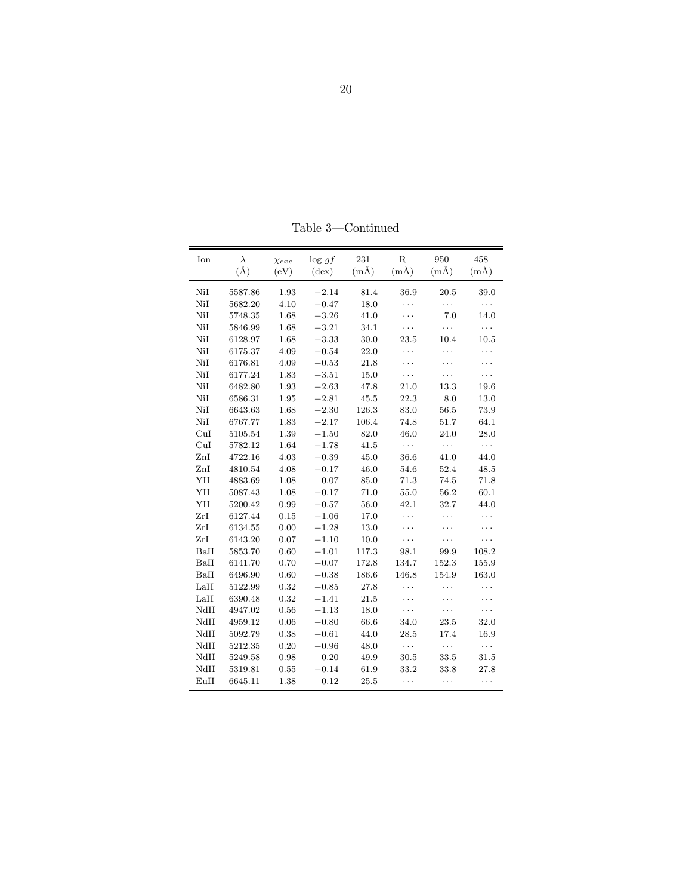Table 3—Continued

| Ion | $\lambda$ (Å) | $\chi_{exc}$ (eV) | log $gf$ (dex) | 231 (mÅ) | R (mÅ) | 950 (mÅ) | 458 (mÅ) |
|---|---|---|---|---|---|---|---|
| NiI | 5587.86 | 1.93 | −2.14 | 81.4 | 36.9 | 20.5 | 39.0 |
| NiI | 5682.20 | 4.10 | −0.47 | 18.0 | ... | ... | ... |
| NiI | 5748.35 | 1.68 | −3.26 | 41.0 | ... | 7.0 | 14.0 |
| NiI | 5846.99 | 1.68 | −3.21 | 34.1 | ... | ... | ... |
| NiI | 6128.97 | 1.68 | −3.33 | 30.0 | 23.5 | 10.4 | 10.5 |
| NiI | 6175.37 | 4.09 | −0.54 | 22.0 | ... | ... | ... |
| NiI | 6176.81 | 4.09 | −0.53 | 21.8 | ... | ... | ... |
| NiI | 6177.24 | 1.83 | −3.51 | 15.0 | ... | ... | ... |
| NiI | 6482.80 | 1.93 | −2.63 | 47.8 | 21.0 | 13.3 | 19.6 |
| NiI | 6586.31 | 1.95 | −2.81 | 45.5 | 22.3 | 8.0 | 13.0 |
| NiI | 6643.63 | 1.68 | −2.30 | 126.3 | 83.0 | 56.5 | 73.9 |
| NiI | 6767.77 | 1.83 | −2.17 | 106.4 | 74.8 | 51.7 | 64.1 |
| CuI | 5105.54 | 1.39 | −1.50 | 82.0 | 46.0 | 24.0 | 28.0 |
| CuI | 5782.12 | 1.64 | −1.78 | 41.5 | ... | ... | ... |
| ZnI | 4722.16 | 4.03 | −0.39 | 45.0 | 36.6 | 41.0 | 44.0 |
| ZnI | 4810.54 | 4.08 | −0.17 | 46.0 | 54.6 | 52.4 | 48.5 |
| YII | 4883.69 | 1.08 | 0.07 | 85.0 | 71.3 | 74.5 | 71.8 |
| YII | 5087.43 | 1.08 | −0.17 | 71.0 | 55.0 | 56.2 | 60.1 |
| YII | 5200.42 | 0.99 | −0.57 | 56.0 | 42.1 | 32.7 | 44.0 |
| ZrI | 6127.44 | 0.15 | −1.06 | 17.0 | ... | ... | ... |
| ZrI | 6134.55 | 0.00 | −1.28 | 13.0 | ... | ... | ... |
| ZrI | 6143.20 | 0.07 | −1.10 | 10.0 | ... | ... | ... |
| BaII | 5853.70 | 0.60 | −1.01 | 117.3 | 98.1 | 99.9 | 108.2 |
| BaII | 6141.70 | 0.70 | −0.07 | 172.8 | 134.7 | 152.3 | 155.9 |
| BaII | 6496.90 | 0.60 | −0.38 | 186.6 | 146.8 | 154.9 | 163.0 |
| LaII | 5122.99 | 0.32 | −0.85 | 27.8 | ... | ... | ... |
| LaII | 6390.48 | 0.32 | −1.41 | 21.5 | ... | ... | ... |
| NdII | 4947.02 | 0.56 | −1.13 | 18.0 | ... | ... | ... |
| NdII | 4959.12 | 0.06 | −0.80 | 66.6 | 34.0 | 23.5 | 32.0 |
| NdII | 5092.79 | 0.38 | −0.61 | 44.0 | 28.5 | 17.4 | 16.9 |
| NdII | 5212.35 | 0.20 | −0.96 | 48.0 | ... | ... | ... |
| NdII | 5249.58 | 0.98 | 0.20 | 49.9 | 30.5 | 33.5 | 31.5 |
| NdII | 5319.81 | 0.55 | −0.14 | 61.9 | 33.2 | 33.8 | 27.8 |
| EuII | 6645.11 | 1.38 | 0.12 | 25.5 | ... | ... | ... |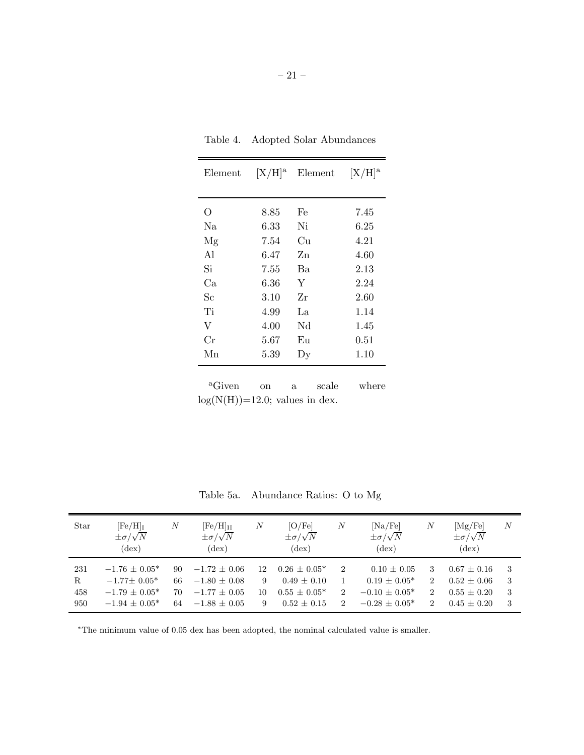Table 4. Adopted Solar Abundances

| Element | [X/H][a] | Element | [X/H][a] |
|---|---|---|---|
| O | 8.85 | Fe | 7.45 |
| Na | 6.33 | Ni | 6.25 |
| Mg | 7.54 | Cu | 4.21 |
| Al | 6.47 | Zn | 4.60 |
| Si | 7.55 | Ba | 2.13 |
| Ca | 6.36 | Y | 2.24 |
| Sc | 3.10 | Zr | 2.60 |
| Ti | 4.99 | La | 1.14 |
| V | 4.00 | Nd | 1.45 |
| Cr | 5.67 | Eu | 0.51 |
| Mn | 5.39 | Dy | 1.10 |

[a]Given on a scale where log(N(H))=12.0; values in dex.

Table 5a. Abundance Ratios: O to Mg

| Star | $[Fe/H]_{I}$ $\pm\sigma/\sqrt{N}$ (dex) | $N$ | $[Fe/H]_{II}$ $\pm\sigma/\sqrt{N}$ (dex) | $N$ | [O/Fe] $\pm\sigma/\sqrt{N}$ (dex) | $N$ | [Na/Fe] $\pm\sigma/\sqrt{N}$ (dex) | $N$ | [Mg/Fe] $\pm\sigma/\sqrt{N}$ (dex) | $N$ |
|---|---|---|---|---|---|---|---|---|---|---|
| 231 | −1.76 ± 0.05* | 90 | −1.72 ± 0.06 | 12 | 0.26 ± 0.05* | 2 | 0.10 ± 0.05 | 3 | 0.67 ± 0.16 | 3 |
| R | −1.77± 0.05* | 66 | −1.80 ± 0.08 | 9 | 0.49 ± 0.10 | 1 | 0.19 ± 0.05* | 2 | 0.52 ± 0.06 | 3 |
| 458 | −1.79 ± 0.05* | 70 | −1.77 ± 0.05 | 10 | 0.55 ± 0.05* | 2 | −0.10 ± 0.05* | 2 | 0.55 ± 0.20 | 3 |
| 950 | −1.94 ± 0.05* | 64 | −1.88 ± 0.05 | 9 | 0.52 ± 0.15 | 2 | −0.28 ± 0.05* | 2 | 0.45 ± 0.20 | 3 |

*The minimum value of 0.05 dex has been adopted, the nominal calculated value is smaller.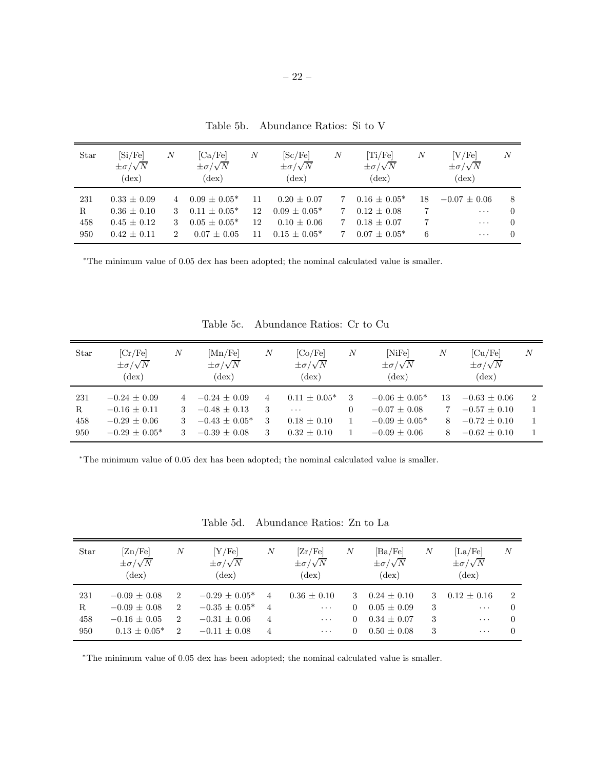Table 5b. Abundance Ratios: Si to V

| Star | [Si/Fe] $\pm\sigma/\sqrt{N}$ (dex) | $N$ | [Ca/Fe] $\pm\sigma/\sqrt{N}$ (dex) | $N$ | [Sc/Fe] $\pm\sigma/\sqrt{N}$ (dex) | $N$ | [Ti/Fe] $\pm\sigma/\sqrt{N}$ (dex) | $N$ | [V/Fe] $\pm\sigma/\sqrt{N}$ (dex) | $N$ |
|---|---|---|---|---|---|---|---|---|---|---|
| 231 | $0.33 \pm 0.09$ | 4 | $0.09 \pm 0.05$* | 11 | $0.20 \pm 0.07$ | 7 | $0.16 \pm 0.05$* | 18 | $-0.07 \pm 0.06$ | 8 |
| R | $0.36 \pm 0.10$ | 3 | $0.11 \pm 0.05$* | 12 | $0.09 \pm 0.05$* | 7 | $0.12 \pm 0.08$ | 7 | ··· | 0 |
| 458 | $0.45 \pm 0.12$ | 3 | $0.05 \pm 0.05$* | 12 | $0.10 \pm 0.06$ | 7 | $0.18 \pm 0.07$ | 7 | ··· | 0 |
| 950 | $0.42 \pm 0.11$ | 2 | $0.07 \pm 0.05$ | 11 | $0.15 \pm 0.05$* | 7 | $0.07 \pm 0.05$* | 6 | ··· | 0 |

*The minimum value of 0.05 dex has been adopted; the nominal calculated value is smaller.

Table 5c. Abundance Ratios: Cr to Cu

| Star | [Cr/Fe] $\pm\sigma/\sqrt{N}$ (dex) | $N$ | [Mn/Fe] $\pm\sigma/\sqrt{N}$ (dex) | $N$ | [Co/Fe] $\pm\sigma/\sqrt{N}$ (dex) | $N$ | [NiFe] $\pm\sigma/\sqrt{N}$ (dex) | $N$ | [Cu/Fe] $\pm\sigma/\sqrt{N}$ (dex) | $N$ |
|---|---|---|---|---|---|---|---|---|---|---|
| 231 | $-0.24 \pm 0.09$ | 4 | $-0.24 \pm 0.09$ | 4 | $0.11 \pm 0.05$* | 3 | $-0.06 \pm 0.05$* | 13 | $-0.63 \pm 0.06$ | 2 |
| R | $-0.16 \pm 0.11$ | 3 | $-0.48 \pm 0.13$ | 3 | ··· | 0 | $-0.07 \pm 0.08$ | 7 | $-0.57 \pm 0.10$ | 1 |
| 458 | $-0.29 \pm 0.06$ | 3 | $-0.43 \pm 0.05$* | 3 | $0.18 \pm 0.10$ | 1 | $-0.09 \pm 0.05$* | 8 | $-0.72 \pm 0.10$ | 1 |
| 950 | $-0.29 \pm 0.05$* | 3 | $-0.39 \pm 0.08$ | 3 | $0.32 \pm 0.10$ | 1 | $-0.09 \pm 0.06$ | 8 | $-0.62 \pm 0.10$ | 1 |

*The minimum value of 0.05 dex has been adopted; the nominal calculated value is smaller.

Table 5d. Abundance Ratios: Zn to La

| Star | [Zn/Fe] $\pm\sigma/\sqrt{N}$ (dex) | $N$ | [Y/Fe] $\pm\sigma/\sqrt{N}$ (dex) | $N$ | [Zr/Fe] $\pm\sigma/\sqrt{N}$ (dex) | $N$ | [Ba/Fe] $\pm\sigma/\sqrt{N}$ (dex) | $N$ | [La/Fe] $\pm\sigma/\sqrt{N}$ (dex) | $N$ |
|---|---|---|---|---|---|---|---|---|---|---|
| 231 | $-0.09 \pm 0.08$ | 2 | $-0.29 \pm 0.05$* | 4 | $0.36 \pm 0.10$ | 3 | $0.24 \pm 0.10$ | 3 | $0.12 \pm 0.16$ | 2 |
| R | $-0.09 \pm 0.08$ | 2 | $-0.35 \pm 0.05$* | 4 | ··· | 0 | $0.05 \pm 0.09$ | 3 | ··· | 0 |
| 458 | $-0.16 \pm 0.05$ | 2 | $-0.31 \pm 0.06$ | 4 | ··· | 0 | $0.34 \pm 0.07$ | 3 | ··· | 0 |
| 950 | $0.13 \pm 0.05$* | 2 | $-0.11 \pm 0.08$ | 4 | ··· | 0 | $0.50 \pm 0.08$ | 3 | ··· | 0 |

*The minimum value of 0.05 dex has been adopted; the nominal calculated value is smaller.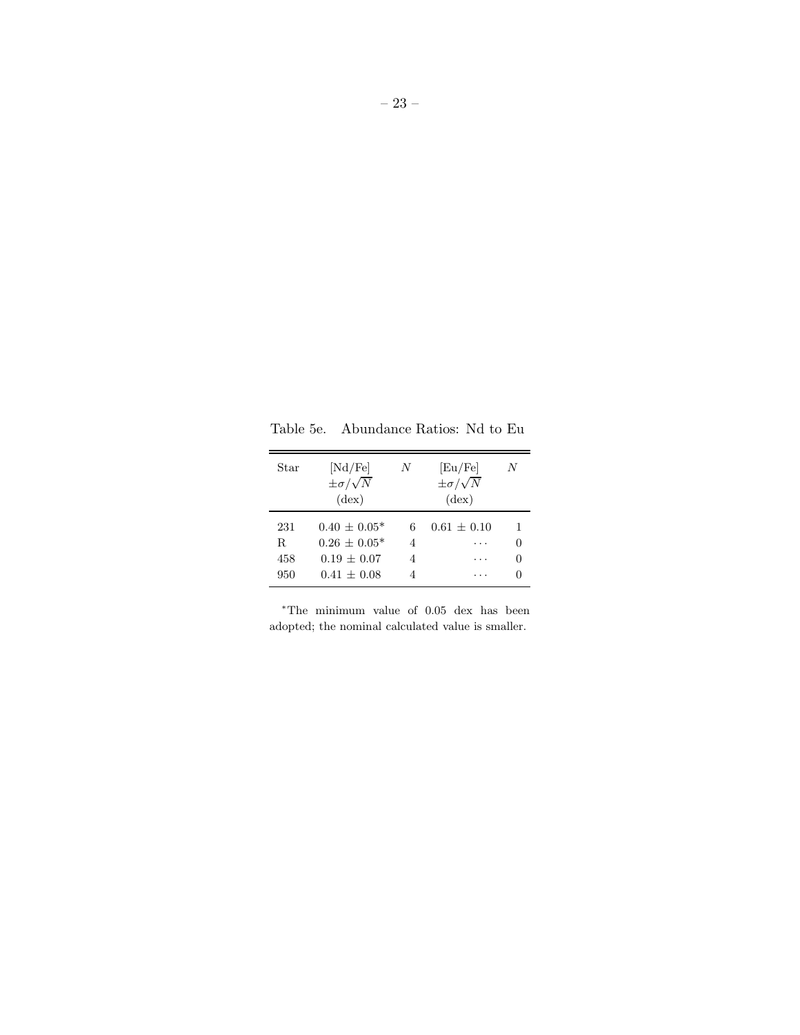Table 5e. Abundance Ratios: Nd to Eu

| Star | [Nd/Fe] $\pm\sigma/\sqrt{N}$ (dex) | $N$ | [Eu/Fe] $\pm\sigma/\sqrt{N}$ (dex) | $N$ |
|---|---|---|---|---|
| 231 | 0.40 ± 0.05* | 6 | 0.61 ± 0.10 | 1 |
| R | 0.26 ± 0.05* | 4 | ··· | 0 |
| 458 | 0.19 ± 0.07 | 4 | ··· | 0 |
| 950 | 0.41 ± 0.08 | 4 | ··· | 0 |

*The minimum value of 0.05 dex has been adopted; the nominal calculated value is smaller.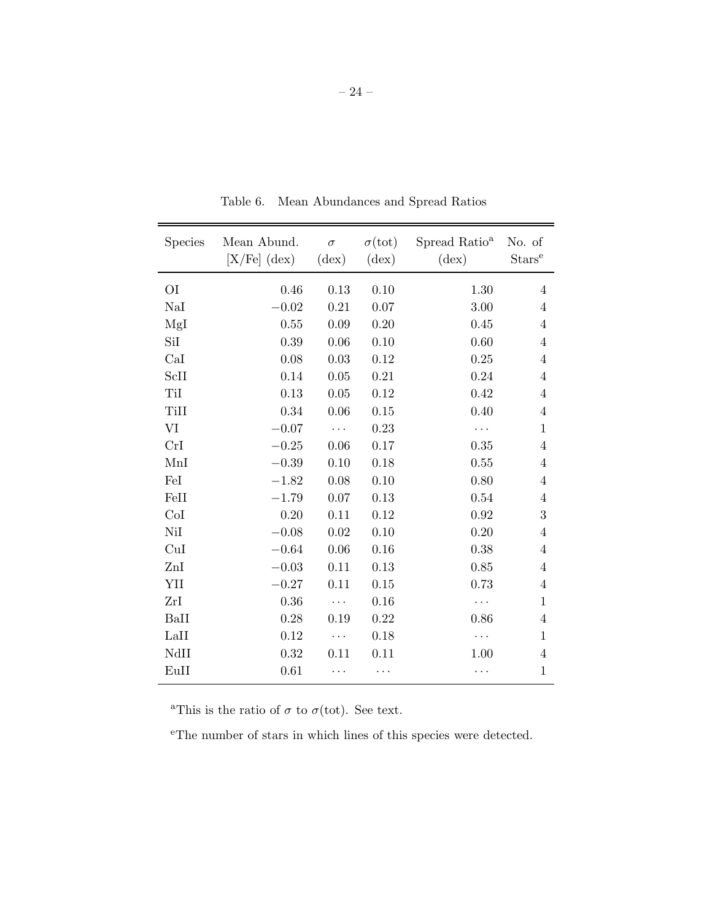Table 6. Mean Abundances and Spread Ratios

| Species | Mean Abund. [X/Fe] (dex) | $\sigma$ (dex) | $\sigma$(tot) (dex) | Spread Ratio[a] (dex) | No. of Stars[e] |
|---|---|---|---|---|---|
| OI | 0.46 | 0.13 | 0.10 | 1.30 | 4 |
| NaI | −0.02 | 0.21 | 0.07 | 3.00 | 4 |
| MgI | 0.55 | 0.09 | 0.20 | 0.45 | 4 |
| SiI | 0.39 | 0.06 | 0.10 | 0.60 | 4 |
| CaI | 0.08 | 0.03 | 0.12 | 0.25 | 4 |
| ScII | 0.14 | 0.05 | 0.21 | 0.24 | 4 |
| TiI | 0.13 | 0.05 | 0.12 | 0.42 | 4 |
| TiII | 0.34 | 0.06 | 0.15 | 0.40 | 4 |
| VI | −0.07 | ... | 0.23 | ... | 1 |
| CrI | −0.25 | 0.06 | 0.17 | 0.35 | 4 |
| MnI | −0.39 | 0.10 | 0.18 | 0.55 | 4 |
| FeI | −1.82 | 0.08 | 0.10 | 0.80 | 4 |
| FeII | −1.79 | 0.07 | 0.13 | 0.54 | 4 |
| CoI | 0.20 | 0.11 | 0.12 | 0.92 | 3 |
| NiI | −0.08 | 0.02 | 0.10 | 0.20 | 4 |
| CuI | −0.64 | 0.06 | 0.16 | 0.38 | 4 |
| ZnI | −0.03 | 0.11 | 0.13 | 0.85 | 4 |
| YII | −0.27 | 0.11 | 0.15 | 0.73 | 4 |
| ZrI | 0.36 | ... | 0.16 | ... | 1 |
| BaII | 0.28 | 0.19 | 0.22 | 0.86 | 4 |
| LaII | 0.12 | ... | 0.18 | ... | 1 |
| NdII | 0.32 | 0.11 | 0.11 | 1.00 | 4 |
| EuII | 0.61 | ... | ... | ... | 1 |

[a]This is the ratio of $\sigma$ to $\sigma$(tot). See text.

[e]The number of stars in which lines of this species were detected.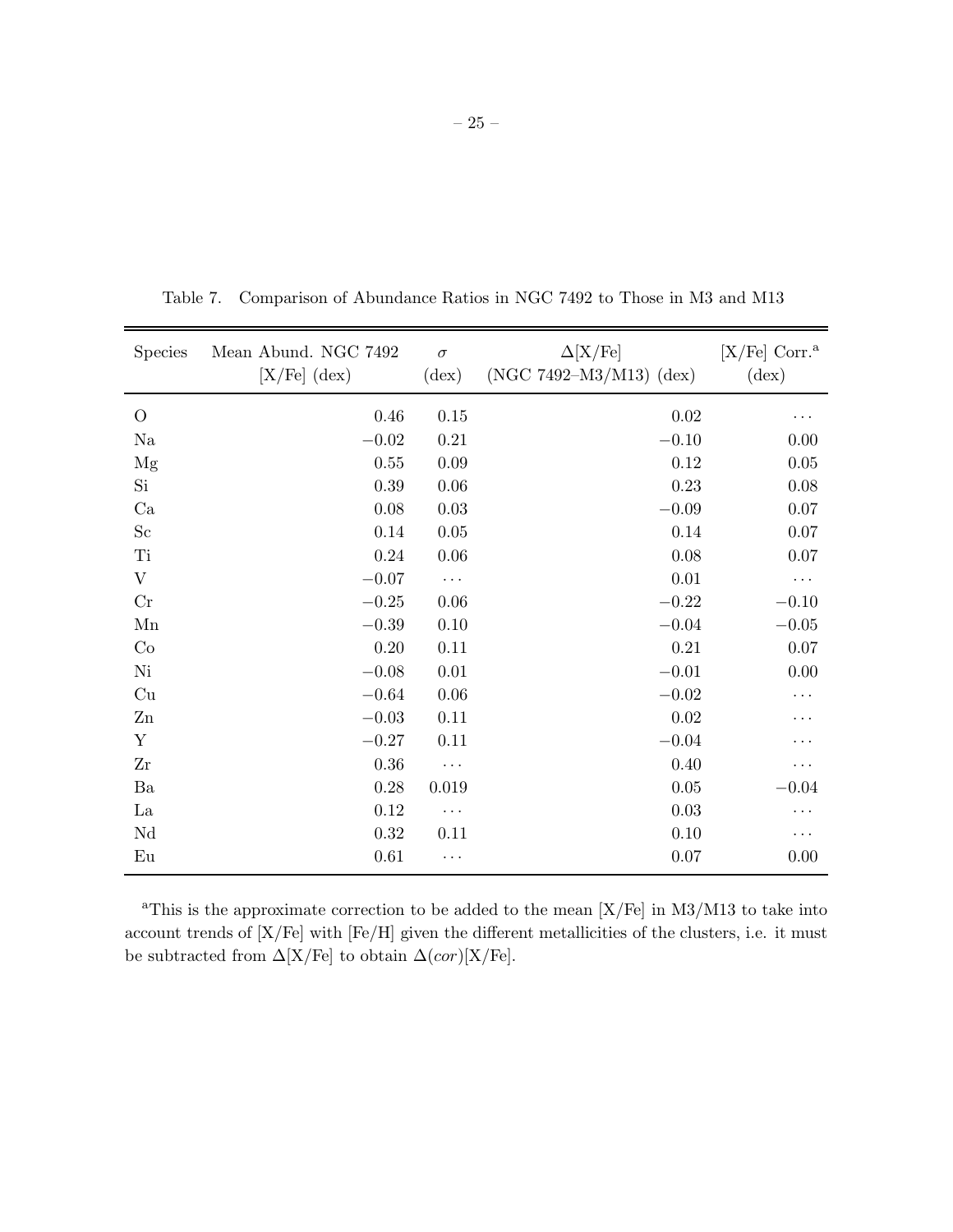Table 7. Comparison of Abundance Ratios in NGC 7492 to Those in M3 and M13

| Species | Mean Abund. NGC 7492 [X/Fe] (dex) | $\sigma$ (dex) | $\Delta$[X/Fe] (NGC 7492–M3/M13) (dex) | [X/Fe] Corr.[a] (dex) |
|---|---|---|---|---|
| O | 0.46 | 0.15 | 0.02 | ... |
| Na | −0.02 | 0.21 | −0.10 | 0.00 |
| Mg | 0.55 | 0.09 | 0.12 | 0.05 |
| Si | 0.39 | 0.06 | 0.23 | 0.08 |
| Ca | 0.08 | 0.03 | −0.09 | 0.07 |
| Sc | 0.14 | 0.05 | 0.14 | 0.07 |
| Ti | 0.24 | 0.06 | 0.08 | 0.07 |
| V | −0.07 | ... | 0.01 | ... |
| Cr | −0.25 | 0.06 | −0.22 | −0.10 |
| Mn | −0.39 | 0.10 | −0.04 | −0.05 |
| Co | 0.20 | 0.11 | 0.21 | 0.07 |
| Ni | −0.08 | 0.01 | −0.01 | 0.00 |
| Cu | −0.64 | 0.06 | −0.02 | ... |
| Zn | −0.03 | 0.11 | 0.02 | ... |
| Y | −0.27 | 0.11 | −0.04 | ... |
| Zr | 0.36 | ... | 0.40 | ... |
| Ba | 0.28 | 0.019 | 0.05 | −0.04 |
| La | 0.12 | ... | 0.03 | ... |
| Nd | 0.32 | 0.11 | 0.10 | ... |
| Eu | 0.61 | ... | 0.07 | 0.00 |

[a]This is the approximate correction to be added to the mean [X/Fe] in M3/M13 to take into account trends of [X/Fe] with [Fe/H] given the different metallicities of the clusters, i.e. it must be subtracted from $\Delta$[X/Fe] to obtain $\Delta(cor)$[X/Fe].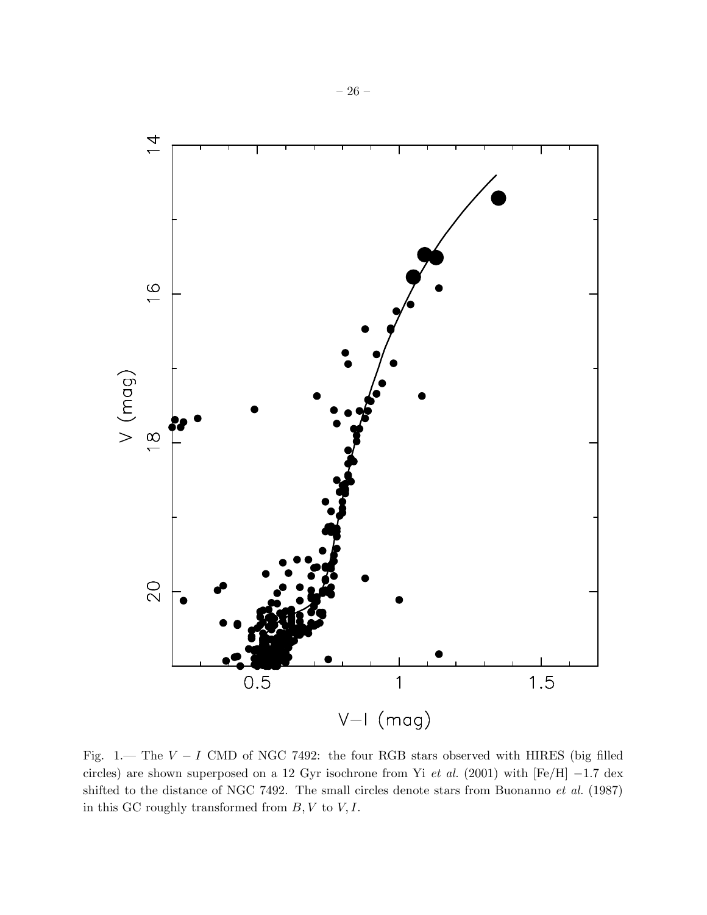Fig. 1.— The $V - I$ CMD of NGC 7492: the four RGB stars observed with HIRES (big filled circles) are shown superposed on a 12 Gyr isochrone from Yi *et al.* (2001) with [Fe/H] $-1.7$ dex shifted to the distance of NGC 7492. The small circles denote stars from Buonanno *et al.* (1987) in this GC roughly transformed from $B, V$ to $V, I$.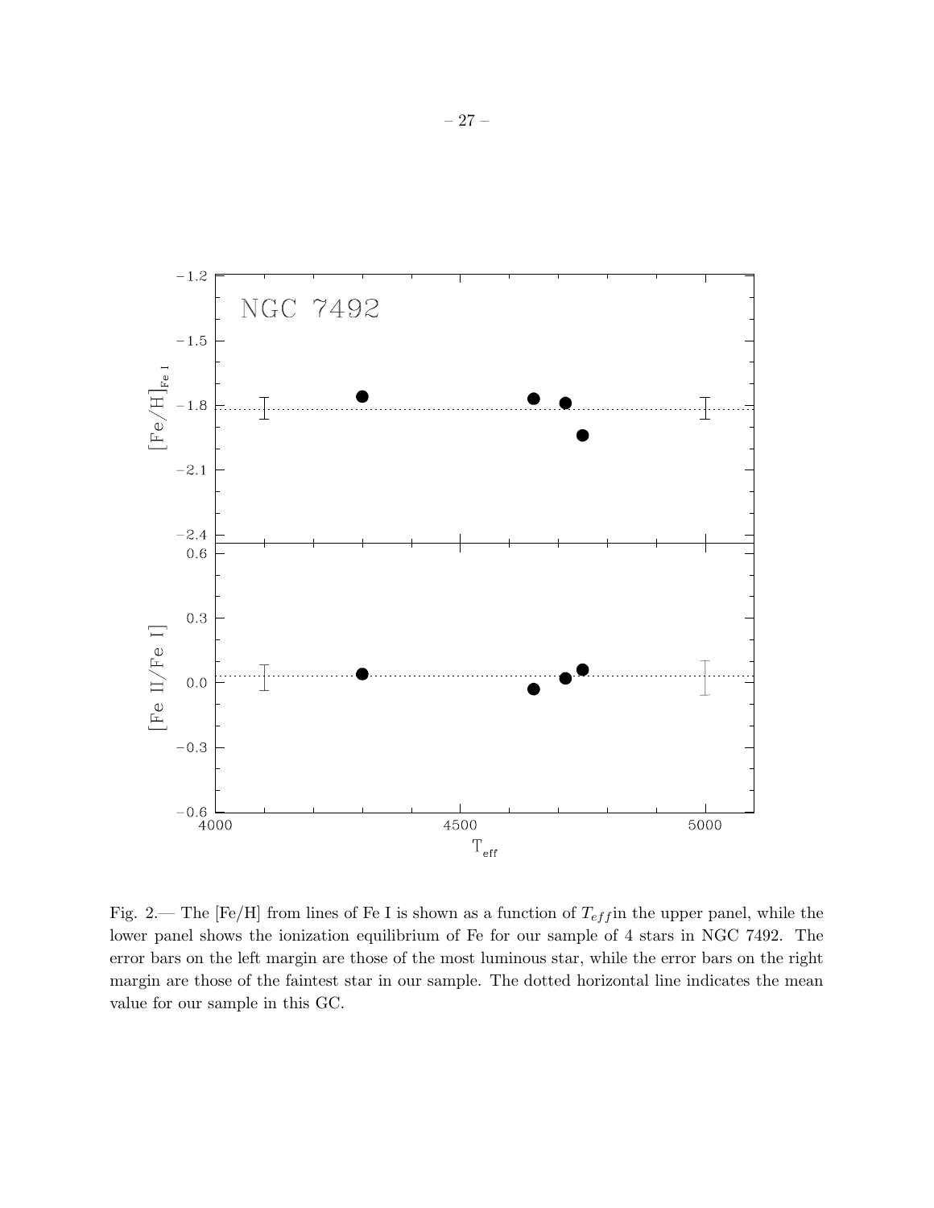Fig. 2.— The [Fe/H] from lines of Fe I is shown as a function of $T_{eff}$in the upper panel, while the lower panel shows the ionization equilibrium of Fe for our sample of 4 stars in NGC 7492. The error bars on the left margin are those of the most luminous star, while the error bars on the right margin are those of the faintest star in our sample. The dotted horizontal line indicates the mean value for our sample in this GC.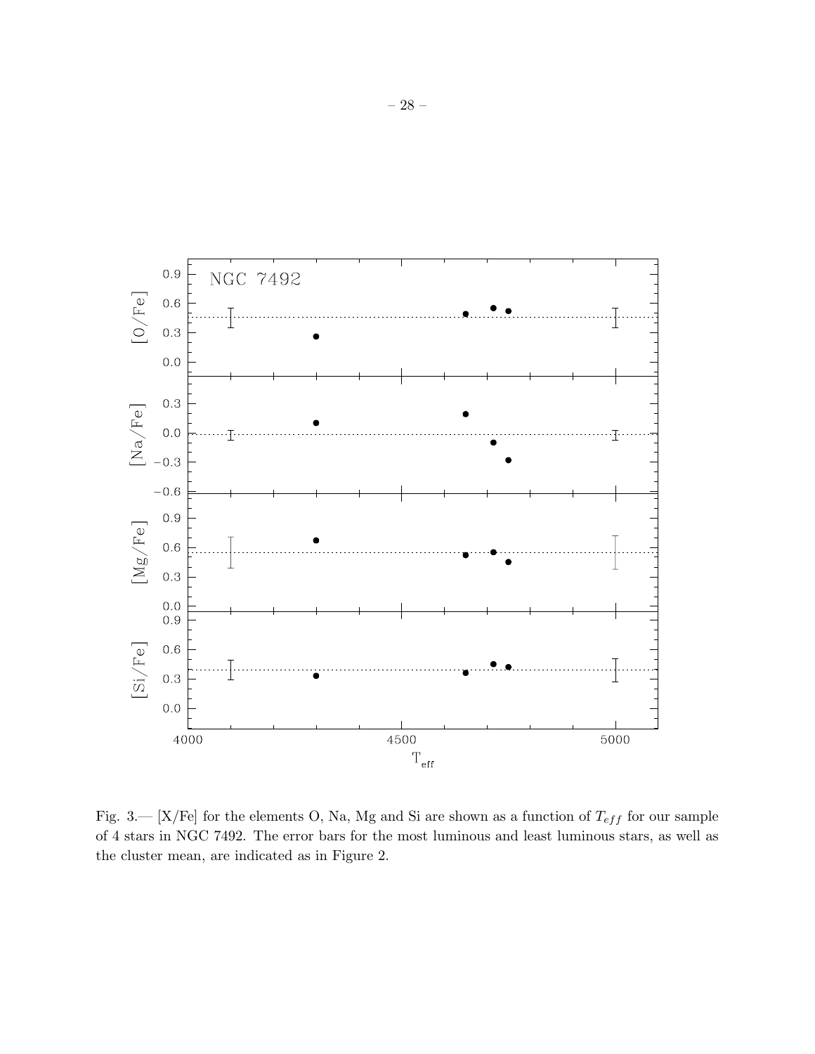Fig. 3.— [X/Fe] for the elements O, Na, Mg and Si are shown as a function of $T_{eff}$ for our sample of 4 stars in NGC 7492. The error bars for the most luminous and least luminous stars, as well as the cluster mean, are indicated as in Figure 2.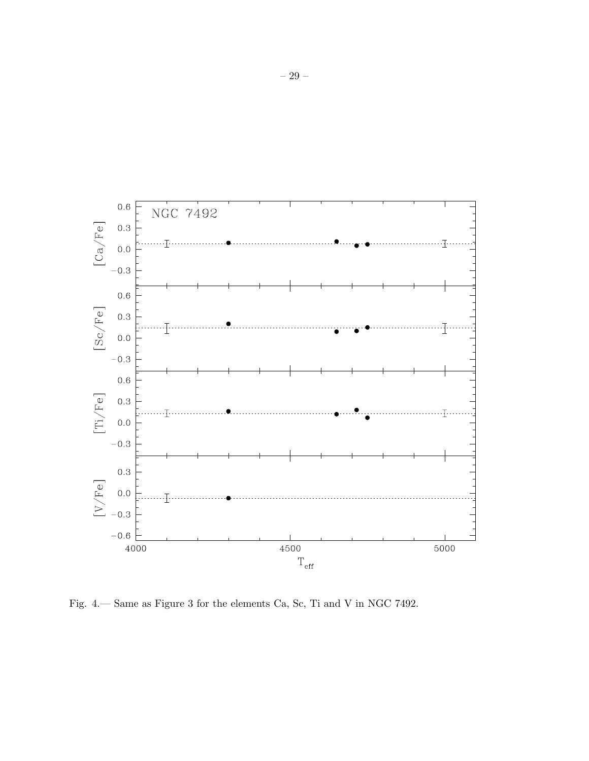Fig. 4.— Same as Figure 3 for the elements Ca, Sc, Ti and V in NGC 7492.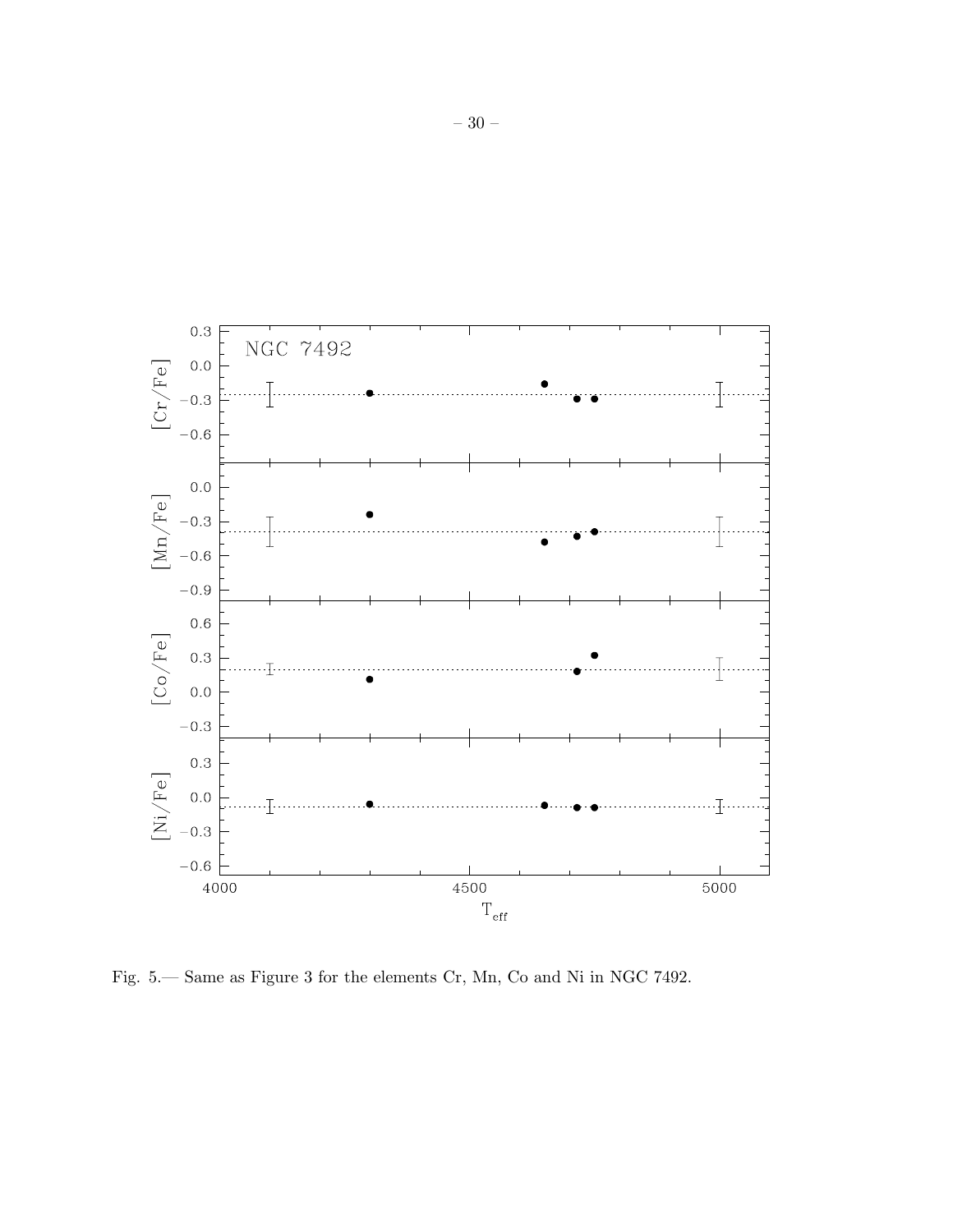Fig. 5.— Same as Figure 3 for the elements Cr, Mn, Co and Ni in NGC 7492.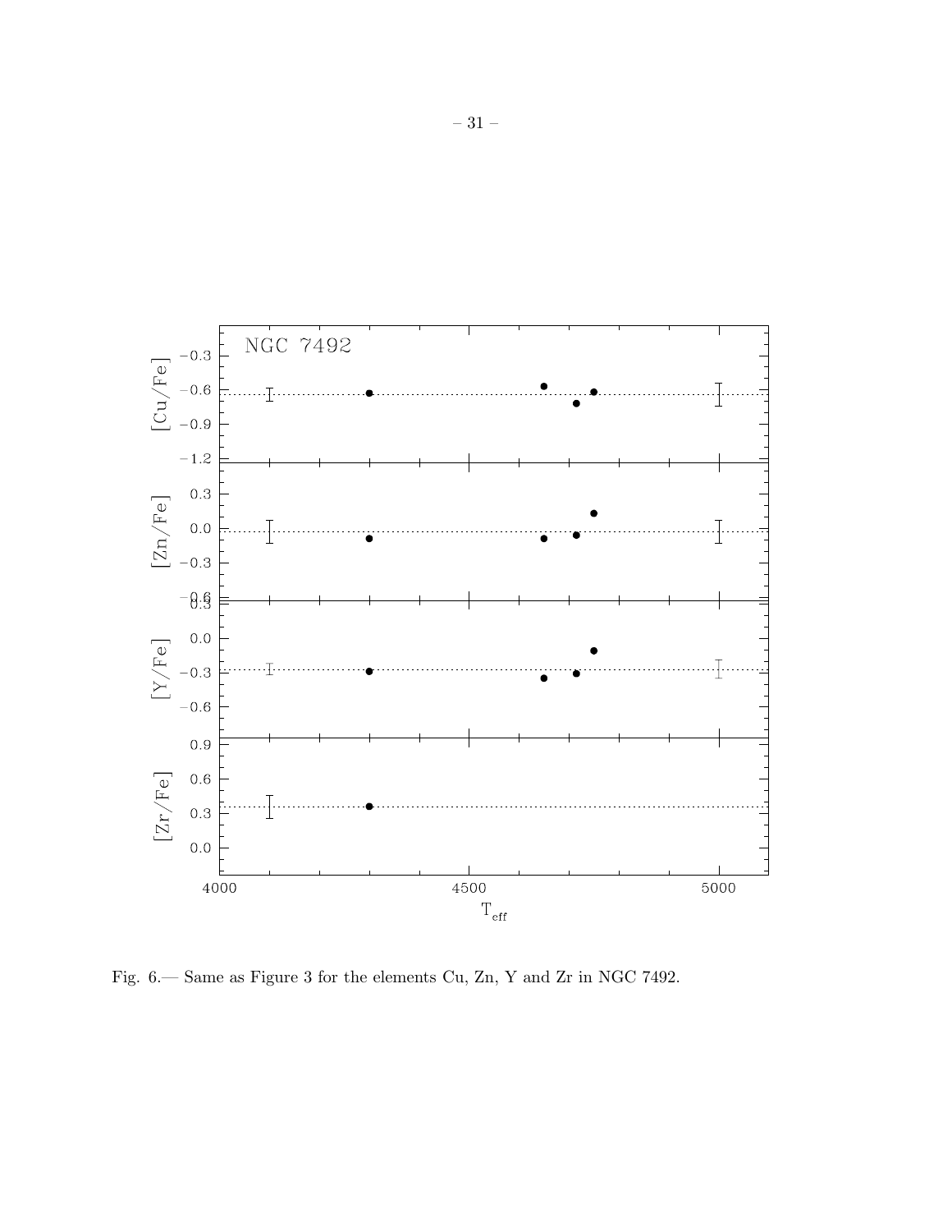Fig. 6.— Same as Figure 3 for the elements Cu, Zn, Y and Zr in NGC 7492.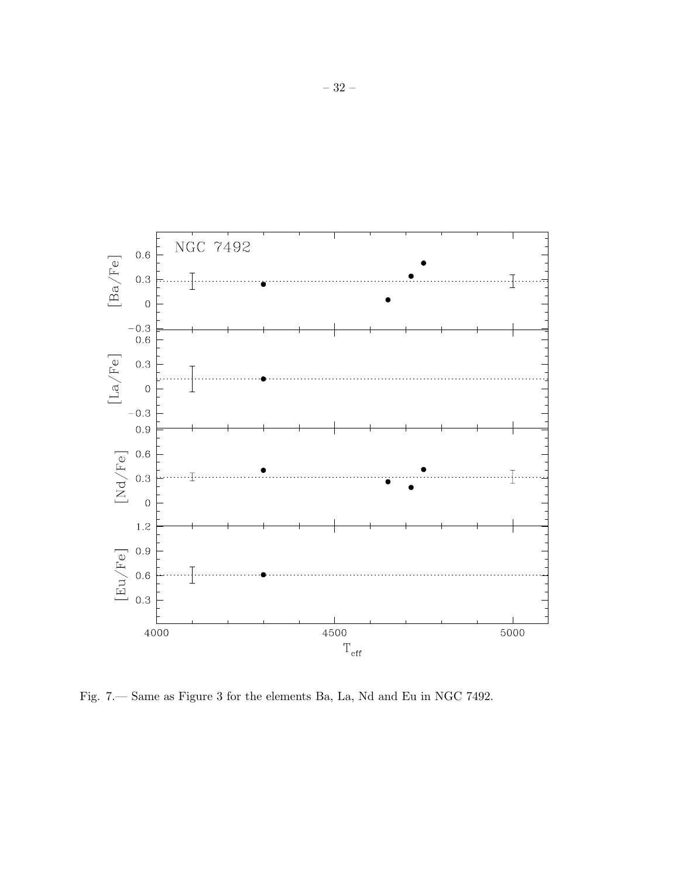Fig. 7.— Same as Figure 3 for the elements Ba, La, Nd and Eu in NGC 7492.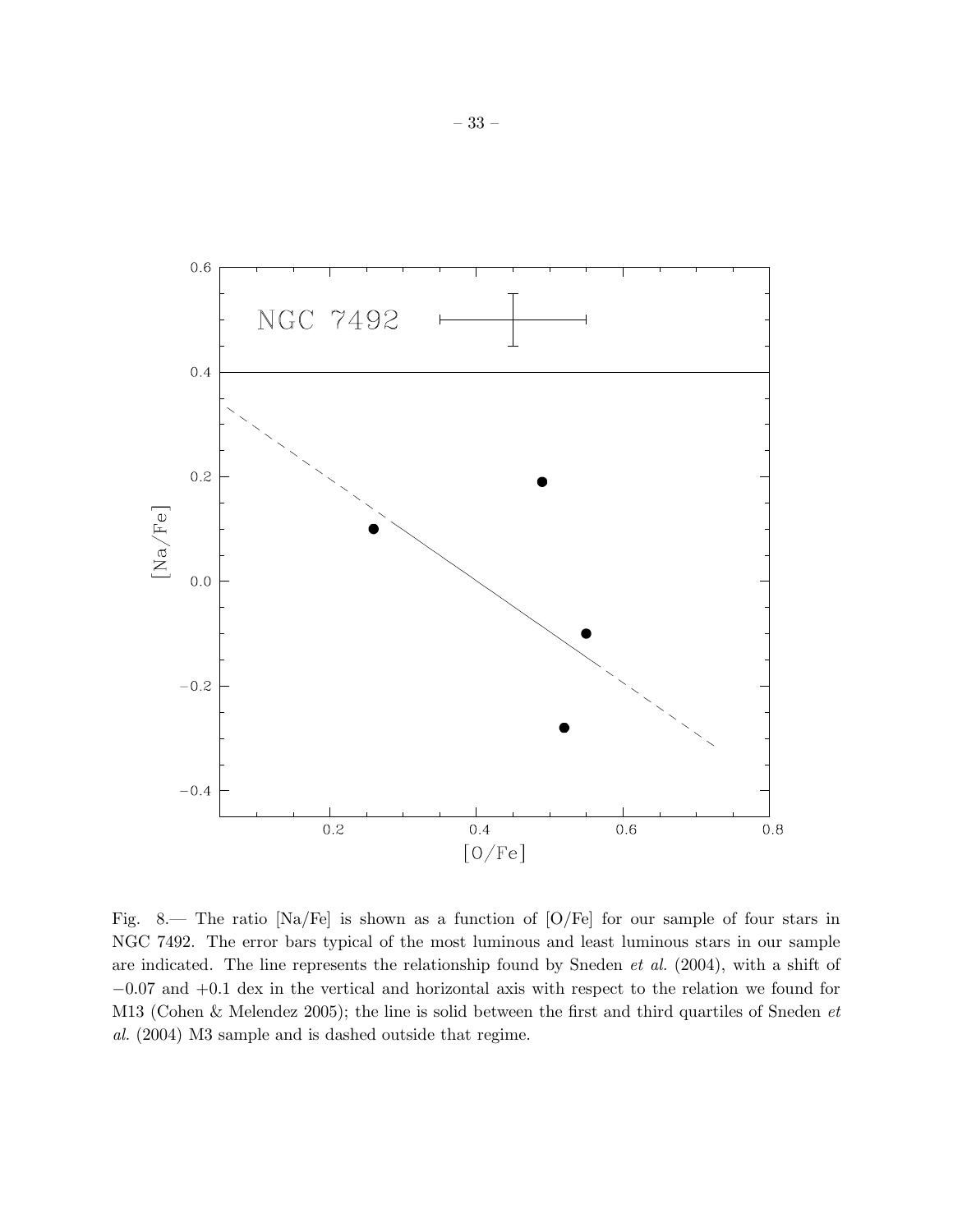Fig. 8.— The ratio [Na/Fe] is shown as a function of [O/Fe] for our sample of four stars in NGC 7492. The error bars typical of the most luminous and least luminous stars in our sample are indicated. The line represents the relationship found by Sneden *et al.* (2004), with a shift of $-0.07$ and $+0.1$ dex in the vertical and horizontal axis with respect to the relation we found for M13 (Cohen & Melendez 2005); the line is solid between the first and third quartiles of Sneden *et al.* (2004) M3 sample and is dashed outside that regime.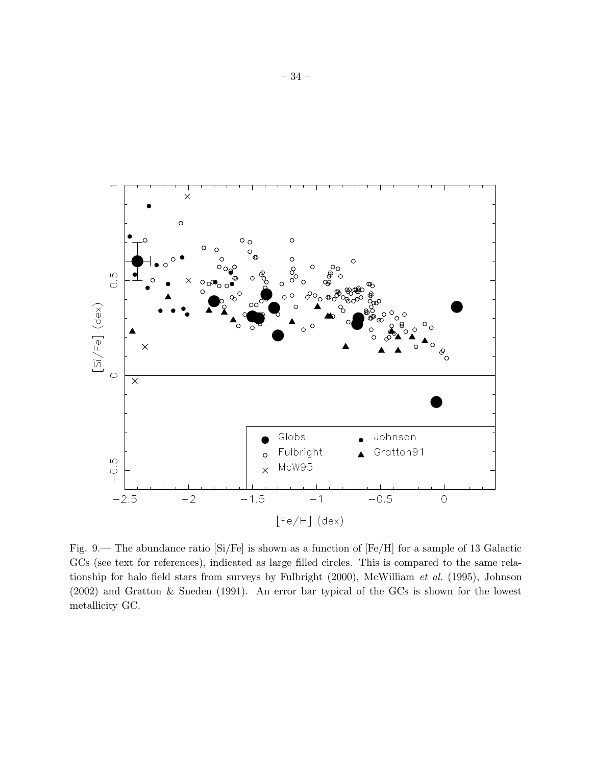Fig. 9.— The abundance ratio [Si/Fe] is shown as a function of [Fe/H] for a sample of 13 Galactic GCs (see text for references), indicated as large filled circles. This is compared to the same relationship for halo field stars from surveys by Fulbright (2000), McWilliam *et al.* (1995), Johnson (2002) and Gratton & Sneden (1991). An error bar typical of the GCs is shown for the lowest metallicity GC.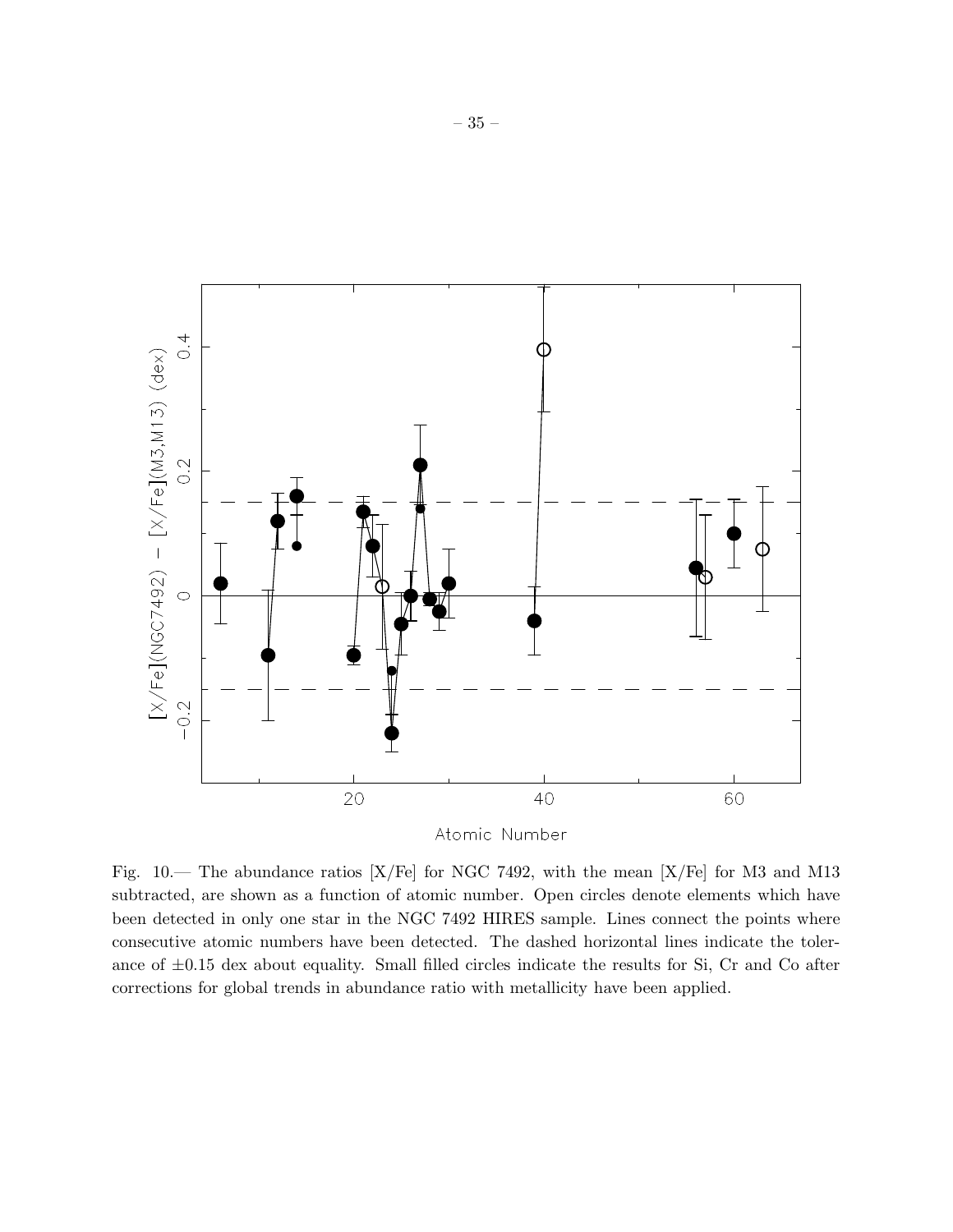[X/Fe](NGC7492) − [X/Fe](M3,M13) (dex)

0.4

0.2

0

−0.2

20

40

60

Atomic Number

Fig. 10.— The abundance ratios [X/Fe] for NGC 7492, with the mean [X/Fe] for M3 and M13 subtracted, are shown as a function of atomic number. Open circles denote elements which have been detected in only one star in the NGC 7492 HIRES sample. Lines connect the points where consecutive atomic numbers have been detected. The dashed horizontal lines indicate the tolerance of ±0.15 dex about equality. Small filled circles indicate the results for Si, Cr and Co after corrections for global trends in abundance ratio with metallicity have been applied.